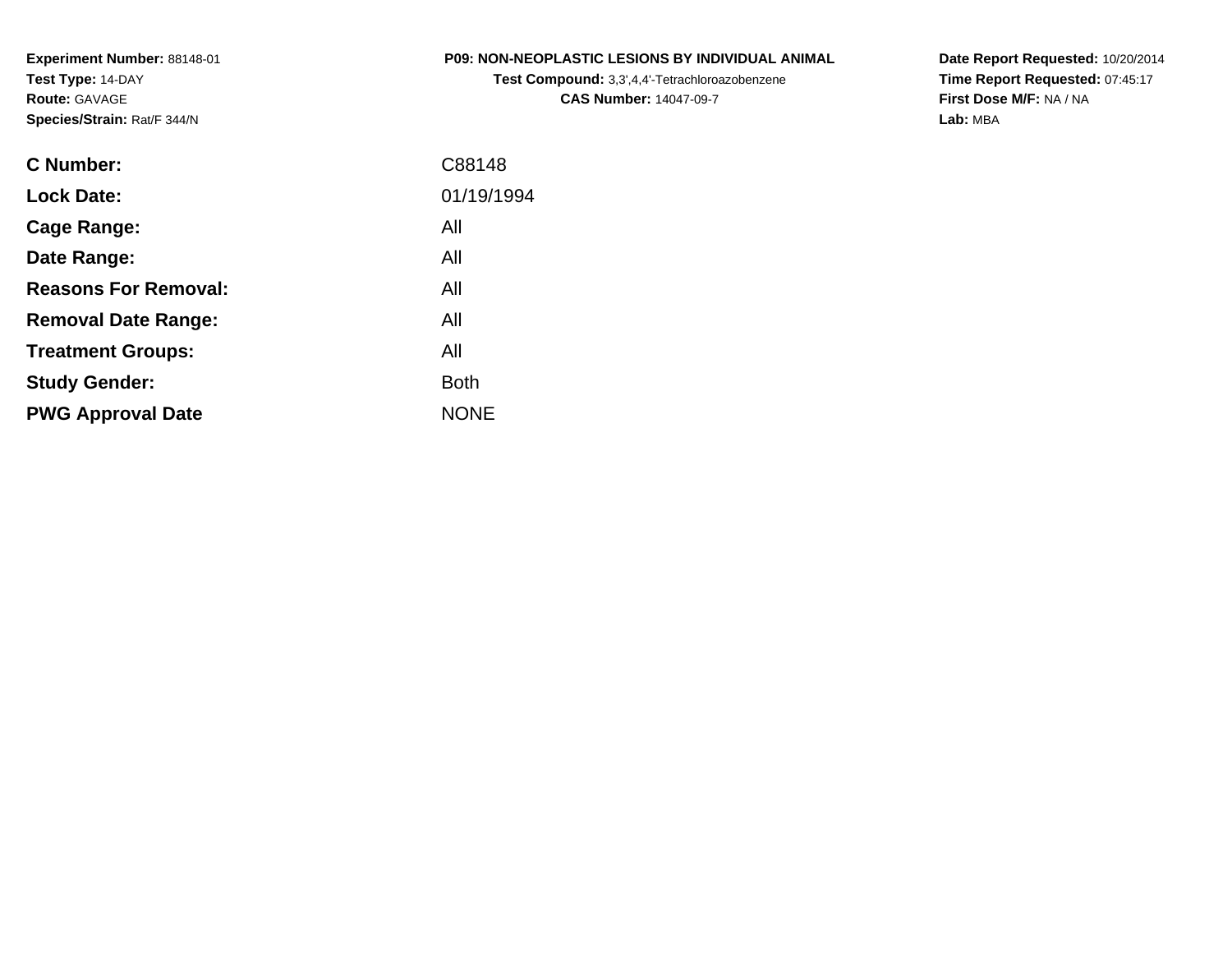**Experiment Number:** 88148-01
**Test Type:** 14-DAY
**Route:** GAVAGE
**Species/Strain:** Rat/F 344/N

**P09: NON-NEOPLASTIC LESIONS BY INDIVIDUAL ANIMAL**
**Test Compound:** 3,3',4,4'-Tetrachloroazobenzene
**CAS Number:** 14047-09-7

**Date Report Requested:** 10/20/2014
**Time Report Requested:** 07:45:17
**First Dose M/F:** NA / NA
**Lab:** MBA

| | |
|---|---|
| **C Number:** | C88148 |
| **Lock Date:** | 01/19/1994 |
| **Cage Range:** | All |
| **Date Range:** | All |
| **Reasons For Removal:** | All |
| **Removal Date Range:** | All |
| **Treatment Groups:** | All |
| **Study Gender:** | Both |
| **PWG Approval Date** | NONE |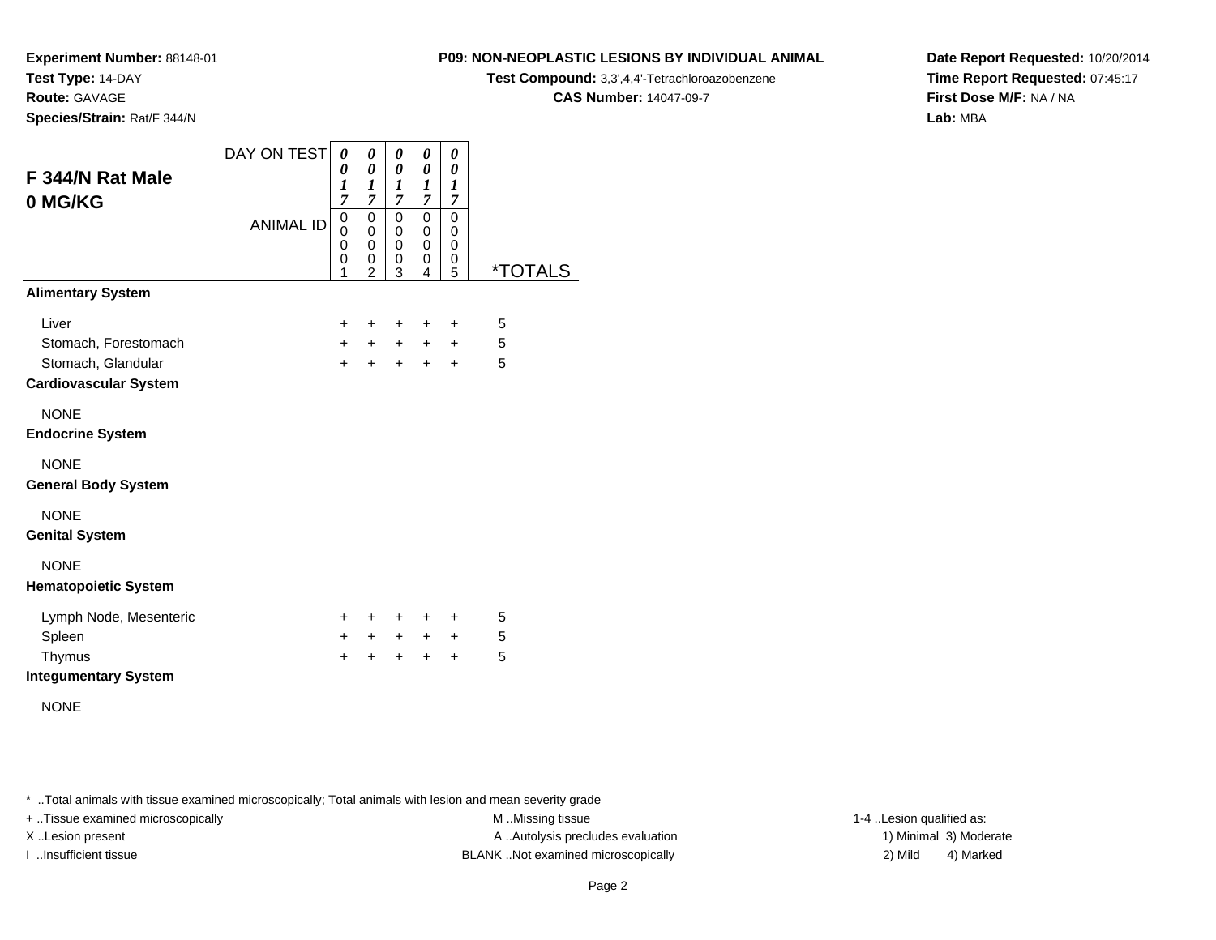**Experiment Number:** 88148-01
**Test Type:** 14-DAY
**Route:** GAVAGE
**Species/Strain:** Rat/F 344/N

**P09: NON-NEOPLASTIC LESIONS BY INDIVIDUAL ANIMAL**
**Test Compound:** 3,3',4,4'-Tetrachloroazobenzene
**CAS Number:** 14047-09-7

**Date Report Requested:** 10/20/2014
**Time Report Requested:** 07:45:17
**First Dose M/F:** NA / NA
**Lab:** MBA

## F 344/N Rat Male 0 MG/KG

| DAY ON TEST | 0017 | 0017 | 0017 | 0017 | 0017 | |
|---|---|---|---|---|---|---|
| **ANIMAL ID** | 00001 | 00002 | 00003 | 00004 | 00005 | ***TOTALS** |
| **Alimentary System** | | | | | | |
| Liver | + | + | + | + | + | 5 |
| Stomach, Forestomach | + | + | + | + | + | 5 |
| Stomach, Glandular | + | + | + | + | + | 5 |
| **Cardiovascular System** | | | | | | |
| NONE | | | | | | |
| **Endocrine System** | | | | | | |
| NONE | | | | | | |
| **General Body System** | | | | | | |
| NONE | | | | | | |
| **Genital System** | | | | | | |
| NONE | | | | | | |
| **Hematopoietic System** | | | | | | |
| Lymph Node, Mesenteric | + | + | + | + | + | 5 |
| Spleen | + | + | + | + | + | 5 |
| Thymus | + | + | + | + | + | 5 |
| **Integumentary System** | | | | | | |
| NONE | | | | | | |

* ..Total animals with tissue examined microscopically; Total animals with lesion and mean severity grade

+ ..Tissue examined microscopically
X ..Lesion present
I ..Insufficient tissue

M ..Missing tissue
A ..Autolysis precludes evaluation
BLANK ..Not examined microscopically

1-4 ..Lesion qualified as:
1) Minimal 3) Moderate
2) Mild 4) Marked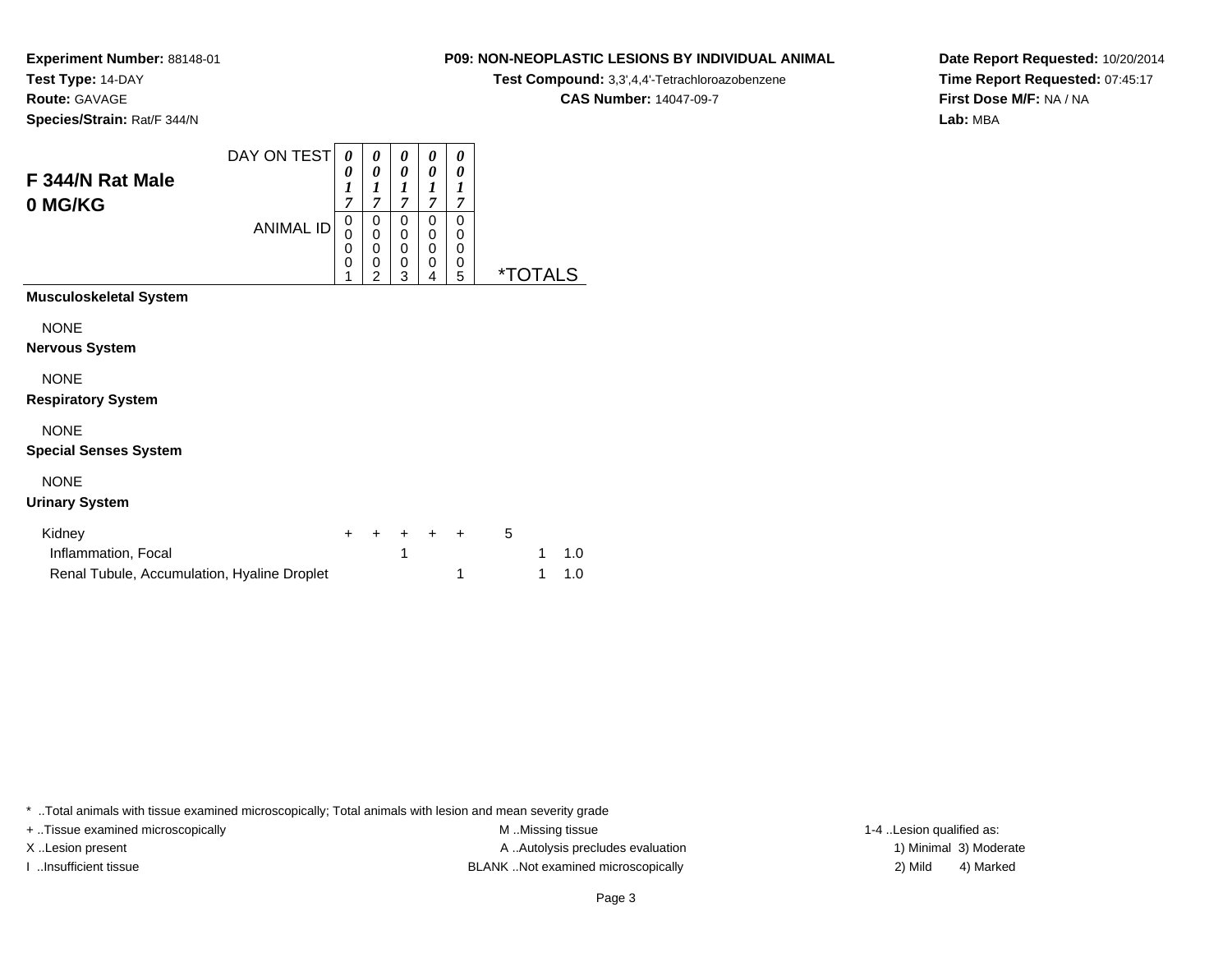**Experiment Number:** 88148-01
**Test Type:** 14-DAY
**Route:** GAVAGE
**Species/Strain:** Rat/F 344/N

**P09: NON-NEOPLASTIC LESIONS BY INDIVIDUAL ANIMAL**
**Test Compound:** 3,3',4,4'-Tetrachloroazobenzene
**CAS Number:** 14047-09-7

**Date Report Requested:** 10/20/2014
**Time Report Requested:** 07:45:17
**First Dose M/F:** NA / NA
**Lab:** MBA

## F 344/N Rat Male
## 0 MG/KG

| | | | | | | | |
|---|---|---|---|---|---|---|---|
| DAY ON TEST | 0017 | 0017 | 0017 | 0017 | 0017 | | |
| ANIMAL ID | 00001 | 00002 | 00003 | 00004 | 00005 | *TOTALS | |
| **Musculoskeletal System** | | | | | | | |
| NONE | | | | | | | |
| **Nervous System** | | | | | | | |
| NONE | | | | | | | |
| **Respiratory System** | | | | | | | |
| NONE | | | | | | | |
| **Special Senses System** | | | | | | | |
| NONE | | | | | | | |
| **Urinary System** | | | | | | | |
| Kidney | + | + | + | + | + | 5 | |
| Inflammation, Focal | | | 1 | | | 1 | 1.0 |
| Renal Tubule, Accumulation, Hyaline Droplet | | | | | 1 | 1 | 1.0 |

\* ..Total animals with tissue examined microscopically; Total animals with lesion and mean severity grade
+ ..Tissue examined microscopically
X ..Lesion present
I ..Insufficient tissue
M ..Missing tissue
A ..Autolysis precludes evaluation
BLANK ..Not examined microscopically
1-4 ..Lesion qualified as:
1) Minimal 3) Moderate
2) Mild 4) Marked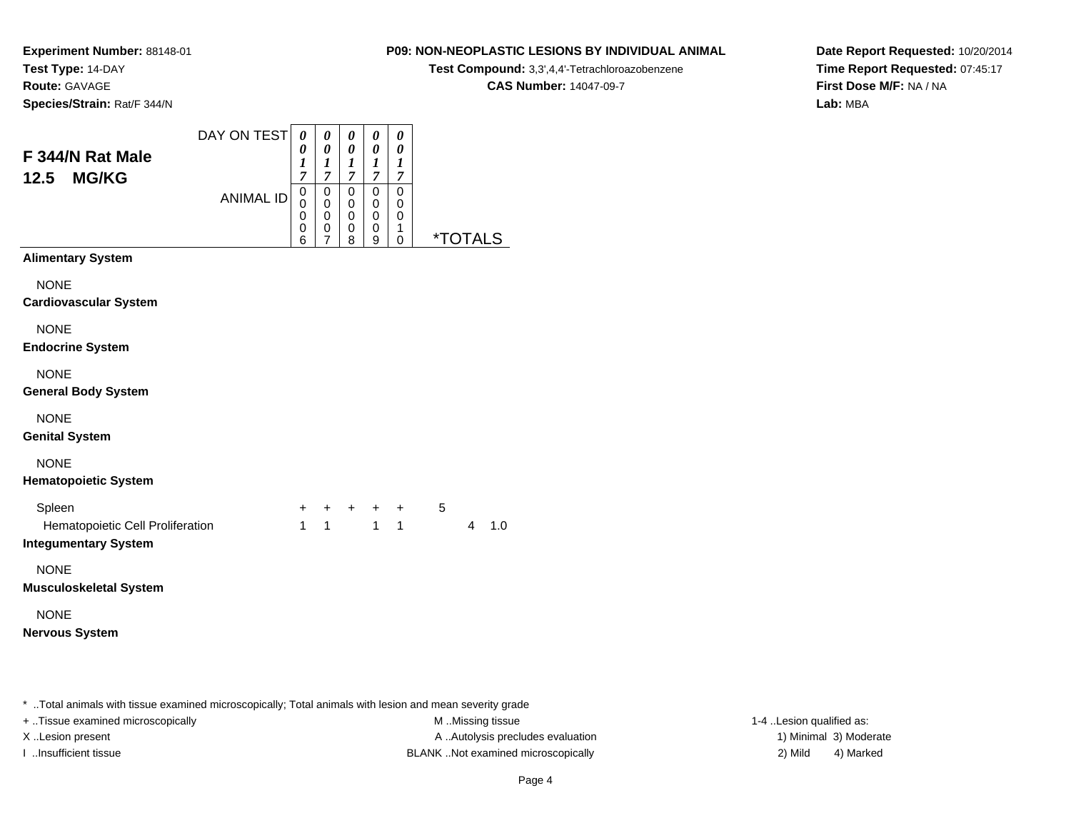**Experiment Number:** 88148-01
**Test Type:** 14-DAY
**Route:** GAVAGE
**Species/Strain:** Rat/F 344/N

**P09: NON-NEOPLASTIC LESIONS BY INDIVIDUAL ANIMAL**
**Test Compound:** 3,3',4,4'-Tetrachloroazobenzene
**CAS Number:** 14047-09-7

**Date Report Requested:** 10/20/2014
**Time Report Requested:** 07:45:17
**First Dose M/F:** NA / NA
**Lab:** MBA

## F 344/N Rat Male
## 12.5 MG/KG

| DAY ON TEST | 0017 | 0017 | 0017 | 0017 | 0017 | | |
|---|---|---|---|---|---|---|---|
| ANIMAL ID | 00006 | 00007 | 00008 | 00009 | 00010 | *TOTALS | |
| **Alimentary System** | | | | | | | |
| NONE | | | | | | | |
| **Cardiovascular System** | | | | | | | |
| NONE | | | | | | | |
| **Endocrine System** | | | | | | | |
| NONE | | | | | | | |
| **General Body System** | | | | | | | |
| NONE | | | | | | | |
| **Genital System** | | | | | | | |
| NONE | | | | | | | |
| **Hematopoietic System** | | | | | | | |
| Spleen | + | + | + | + | + | 5 | |
| Hematopoietic Cell Proliferation | 1 | 1 | | 1 | 1 | 4 | 1.0 |
| **Integumentary System** | | | | | | | |
| NONE | | | | | | | |
| **Musculoskeletal System** | | | | | | | |
| NONE | | | | | | | |
| **Nervous System** | | | | | | | |

* ..Total animals with tissue examined microscopically; Total animals with lesion and mean severity grade

+ ..Tissue examined microscopically
X ..Lesion present
I ..Insufficient tissue

M ..Missing tissue
A ..Autolysis precludes evaluation
BLANK ..Not examined microscopically

1-4 ..Lesion qualified as:
1) Minimal 3) Moderate
2) Mild 4) Marked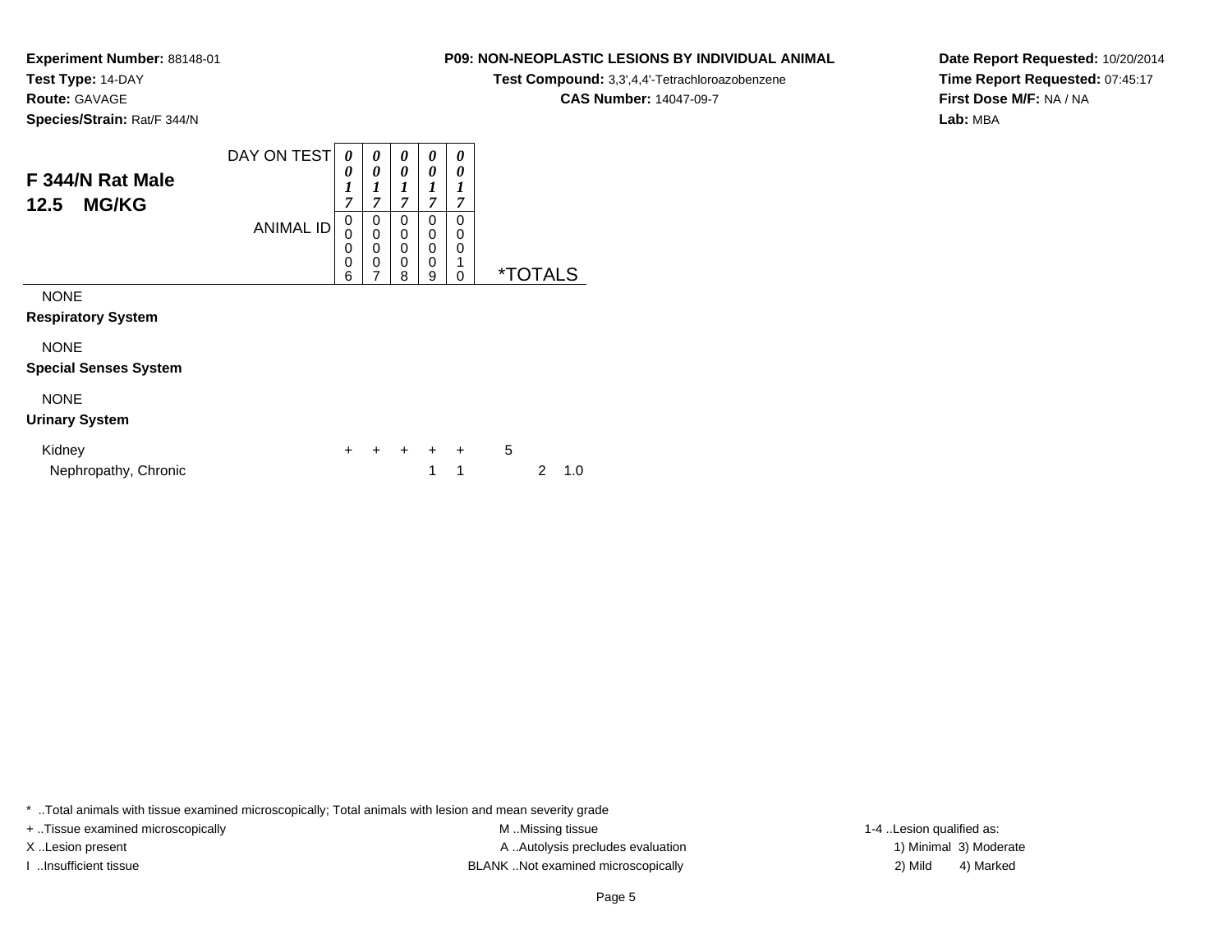**Experiment Number:** 88148-01
**Test Type:** 14-DAY
**Route:** GAVAGE
**Species/Strain:** Rat/F 344/N

**P09: NON-NEOPLASTIC LESIONS BY INDIVIDUAL ANIMAL**
**Test Compound:** 3,3',4,4'-Tetrachloroazobenzene
**CAS Number:** 14047-09-7

**Date Report Requested:** 10/20/2014
**Time Report Requested:** 07:45:17
**First Dose M/F:** NA / NA
**Lab:** MBA

## F 344/N Rat Male 12.5 MG/KG

| DAY ON TEST | 0017 | 0017 | 0017 | 0017 | 0017 | |
|---|---|---|---|---|---|---|
| ANIMAL ID | 00006 | 00007 | 00008 | 00009 | 00010 | *TOTALS |
| NONE | | | | | | |
| **Respiratory System** | | | | | | |
| NONE | | | | | | |
| **Special Senses System** | | | | | | |
| NONE | | | | | | |
| **Urinary System** | | | | | | |
| Kidney | + | + | + | + | + | 5 |
| Nephropathy, Chronic | | | | 1 | 1 | 2 1.0 |

* ..Total animals with tissue examined microscopically; Total animals with lesion and mean severity grade
+ ..Tissue examined microscopically
X ..Lesion present
I ..Insufficient tissue
M ..Missing tissue
A ..Autolysis precludes evaluation
BLANK ..Not examined microscopically
1-4 ..Lesion qualified as:
1) Minimal 3) Moderate
2) Mild 4) Marked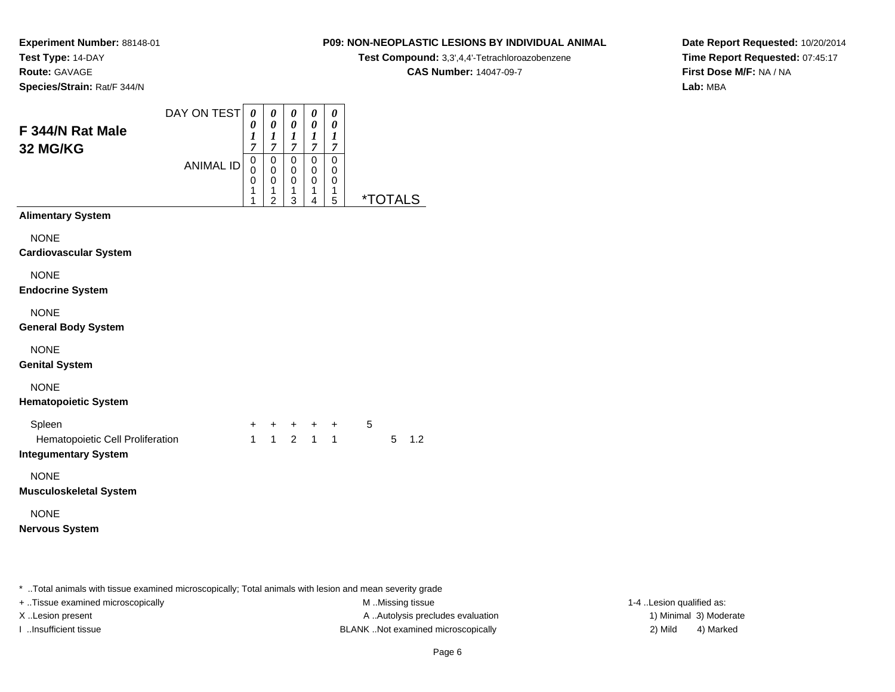**Experiment Number:** 88148-01
**Test Type:** 14-DAY
**Route:** GAVAGE
**Species/Strain:** Rat/F 344/N

**P09: NON-NEOPLASTIC LESIONS BY INDIVIDUAL ANIMAL**
**Test Compound:** 3,3',4,4'-Tetrachloroazobenzene
**CAS Number:** 14047-09-7

**Date Report Requested:** 10/20/2014
**Time Report Requested:** 07:45:17
**First Dose M/F:** NA / NA
**Lab:** MBA

## F 344/N Rat Male
## 32 MG/KG

| DAY ON TEST | 0017 | 0017 | 0017 | 0017 | 0017 | | |
|---|---|---|---|---|---|---|---|
| ANIMAL ID | 00011 | 00012 | 00013 | 00014 | 00015 | *TOTALS | |
| **Alimentary System** | | | | | | | |
| NONE | | | | | | | |
| **Cardiovascular System** | | | | | | | |
| NONE | | | | | | | |
| **Endocrine System** | | | | | | | |
| NONE | | | | | | | |
| **General Body System** | | | | | | | |
| NONE | | | | | | | |
| **Genital System** | | | | | | | |
| NONE | | | | | | | |
| **Hematopoietic System** | | | | | | | |
| Spleen | + | + | + | + | + | 5 | |
| Hematopoietic Cell Proliferation | 1 | 1 | 2 | 1 | 1 | 5 | 1.2 |
| **Integumentary System** | | | | | | | |
| NONE | | | | | | | |
| **Musculoskeletal System** | | | | | | | |
| NONE | | | | | | | |
| **Nervous System** | | | | | | | |

* ..Total animals with tissue examined microscopically; Total animals with lesion and mean severity grade

+ ..Tissue examined microscopically
X ..Lesion present
I ..Insufficient tissue

M ..Missing tissue
A ..Autolysis precludes evaluation
BLANK ..Not examined microscopically

1-4 ..Lesion qualified as:
1) Minimal 3) Moderate
2) Mild 4) Marked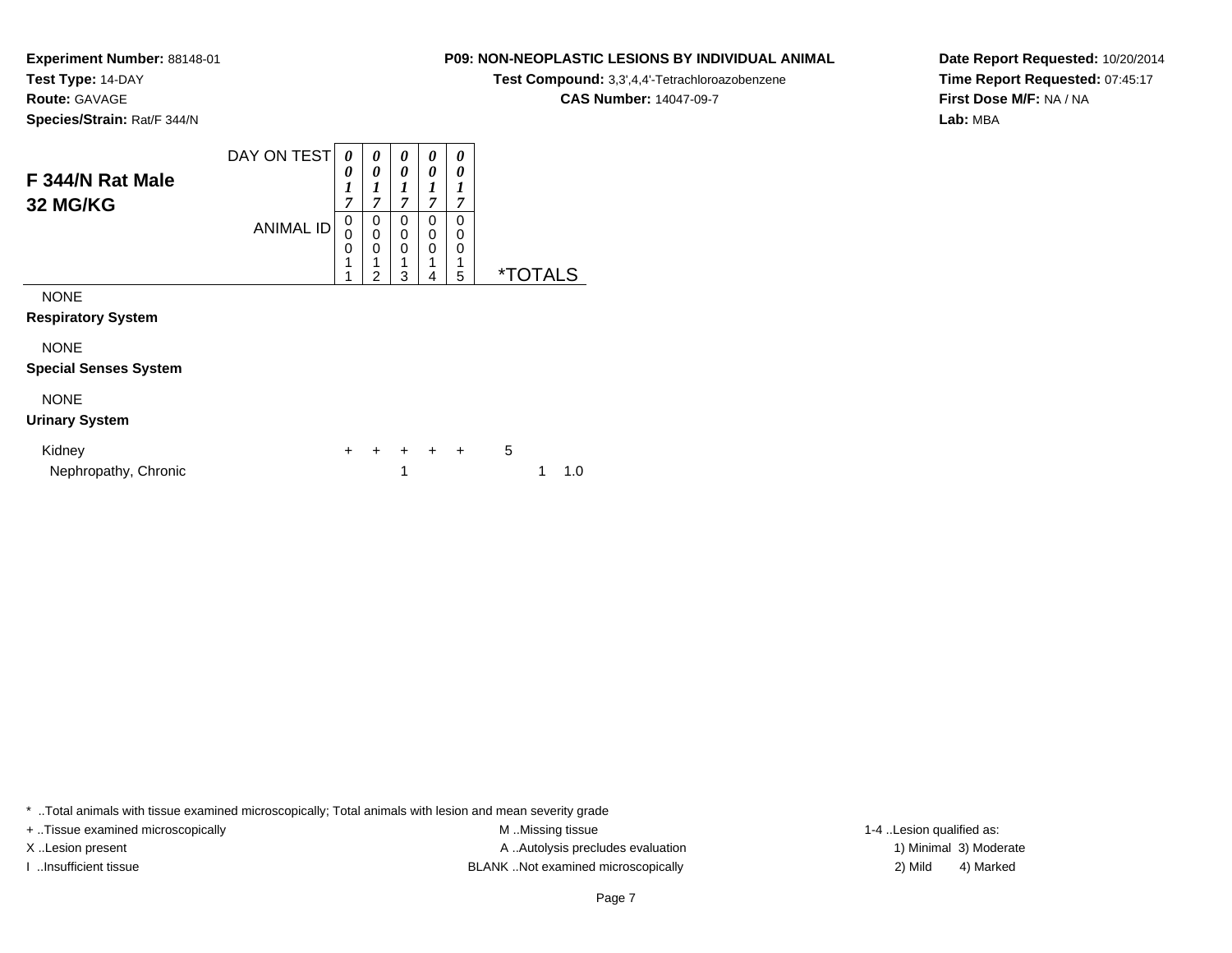**Experiment Number:** 88148-01
**Test Type:** 14-DAY
**Route:** GAVAGE
**Species/Strain:** Rat/F 344/N

**P09: NON-NEOPLASTIC LESIONS BY INDIVIDUAL ANIMAL**
**Test Compound:** 3,3',4,4'-Tetrachloroazobenzene
**CAS Number:** 14047-09-7

**Date Report Requested:** 10/20/2014
**Time Report Requested:** 07:45:17
**First Dose M/F:** NA / NA
**Lab:** MBA

## F 344/N Rat Male 32 MG/KG

| | | | | | | | |
|---|---|---|---|---|---|---|---|
| DAY ON TEST | *0017* | *0017* | *0017* | *0017* | *0017* | | |
| ANIMAL ID | 00011 | 00012 | 00013 | 00014 | 00015 | *TOTALS | |
| NONE | | | | | | | |
| **Respiratory System** | | | | | | | |
| NONE | | | | | | | |
| **Special Senses System** | | | | | | | |
| NONE | | | | | | | |
| **Urinary System** | | | | | | | |
| Kidney | + | + | + | + | + | 5 | |
| Nephropathy, Chronic | | | 1 | | | 1 | 1.0 |

* ..Total animals with tissue examined microscopically; Total animals with lesion and mean severity grade
+ ..Tissue examined microscopically
X ..Lesion present
I ..Insufficient tissue

M ..Missing tissue
A ..Autolysis precludes evaluation
BLANK ..Not examined microscopically

1-4 ..Lesion qualified as:
1) Minimal 3) Moderate
2) Mild 4) Marked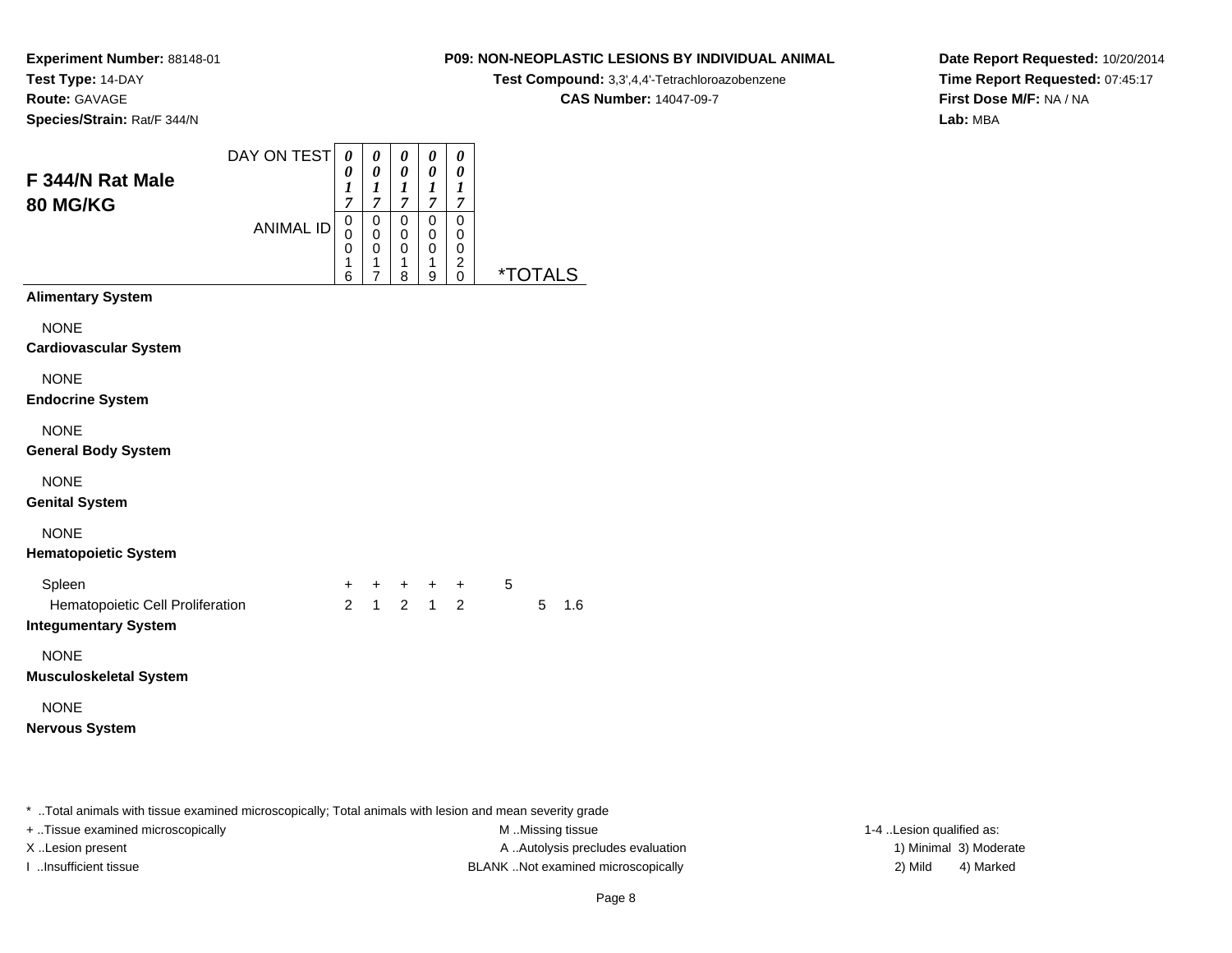**Experiment Number:** 88148-01
**Test Type:** 14-DAY
**Route:** GAVAGE
**Species/Strain:** Rat/F 344/N

**P09: NON-NEOPLASTIC LESIONS BY INDIVIDUAL ANIMAL**
**Test Compound:** 3,3',4,4'-Tetrachloroazobenzene
**CAS Number:** 14047-09-7

**Date Report Requested:** 10/20/2014
**Time Report Requested:** 07:45:17
**First Dose M/F:** NA / NA
**Lab:** MBA

## F 344/N Rat Male 80 MG/KG

| | | | | | | | |
|---|---|---|---|---|---|---|---|
| DAY ON TEST | 0017 | 0017 | 0017 | 0017 | 0017 | | |
| ANIMAL ID | 00016 | 00017 | 00018 | 00019 | 00020 | *TOTALS | |
| **Alimentary System** | | | | | | | |
| NONE | | | | | | | |
| **Cardiovascular System** | | | | | | | |
| NONE | | | | | | | |
| **Endocrine System** | | | | | | | |
| NONE | | | | | | | |
| **General Body System** | | | | | | | |
| NONE | | | | | | | |
| **Genital System** | | | | | | | |
| NONE | | | | | | | |
| **Hematopoietic System** | | | | | | | |
| Spleen | + | + | + | + | + | 5 | |
| Hematopoietic Cell Proliferation | 2 | 1 | 2 | 1 | 2 | 5 | 1.6 |
| **Integumentary System** | | | | | | | |
| NONE | | | | | | | |
| **Musculoskeletal System** | | | | | | | |
| NONE | | | | | | | |
| **Nervous System** | | | | | | | |

\* ..Total animals with tissue examined microscopically; Total animals with lesion and mean severity grade

+ ..Tissue examined microscopically
X ..Lesion present
I ..Insufficient tissue

M ..Missing tissue
A ..Autolysis precludes evaluation
BLANK ..Not examined microscopically

1-4 ..Lesion qualified as:
1) Minimal 3) Moderate
2) Mild 4) Marked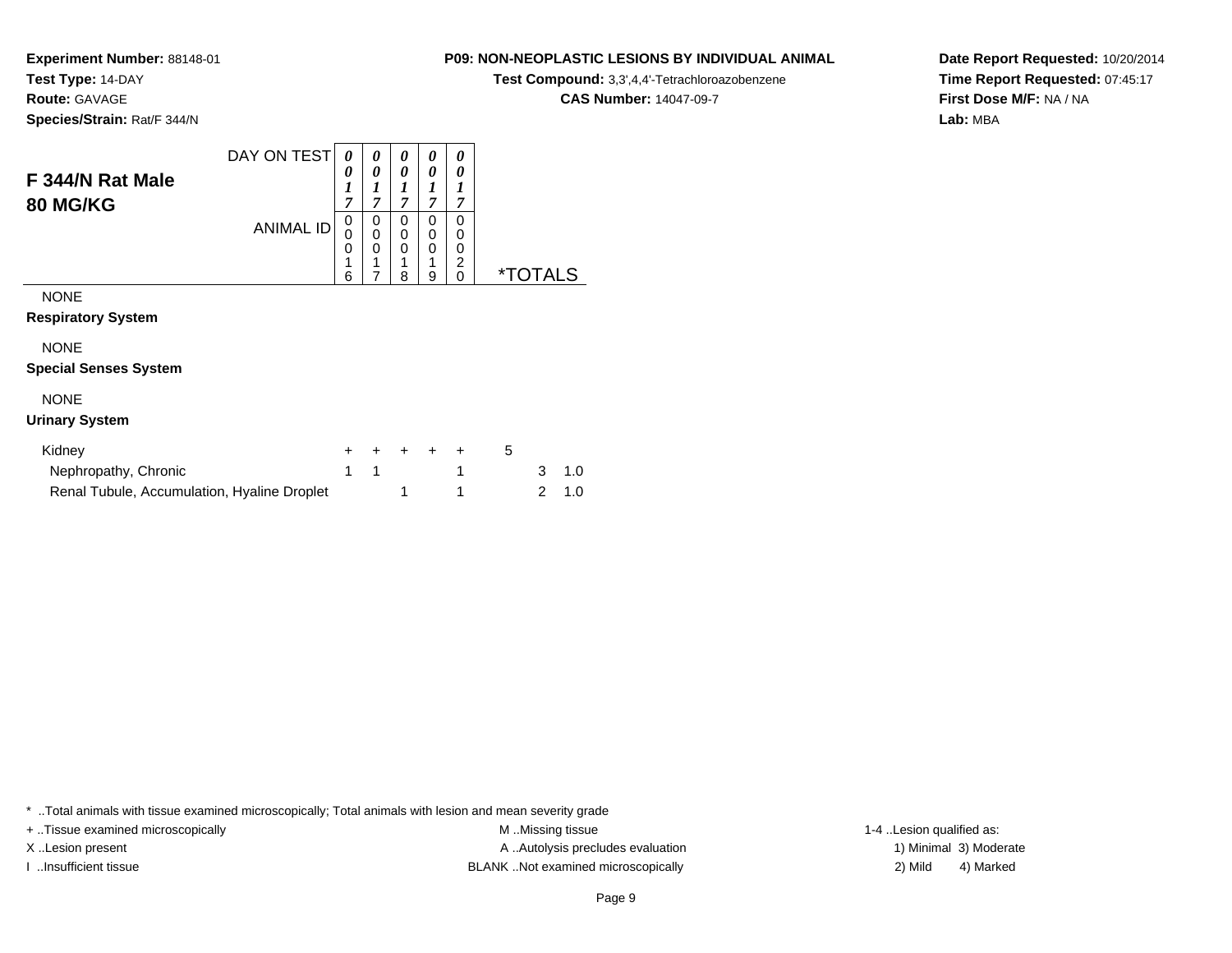**Experiment Number:** 88148-01
**Test Type:** 14-DAY
**Route:** GAVAGE
**Species/Strain:** Rat/F 344/N

**P09: NON-NEOPLASTIC LESIONS BY INDIVIDUAL ANIMAL**
**Test Compound:** 3,3',4,4'-Tetrachloroazobenzene
**CAS Number:** 14047-09-7

**Date Report Requested:** 10/20/2014
**Time Report Requested:** 07:45:17
**First Dose M/F:** NA / NA
**Lab:** MBA

## F 344/N Rat Male
## 80 MG/KG

| DAY ON TEST | 0017 | 0017 | 0017 | 0017 | 0017 | *TOTALS | |
|---|---|---|---|---|---|---|---|
| ANIMAL ID | 00016 | 00017 | 00018 | 00019 | 00020 | | |
| NONE | | | | | | | |
| **Respiratory System** | | | | | | | |
| NONE | | | | | | | |
| **Special Senses System** | | | | | | | |
| NONE | | | | | | | |
| **Urinary System** | | | | | | | |
| Kidney | + | + | + | + | + | 5 | |
| Nephropathy, Chronic | 1 | 1 | | | 1 | 3 | 1.0 |
| Renal Tubule, Accumulation, Hyaline Droplet | | | 1 | | 1 | 2 | 1.0 |

* ..Total animals with tissue examined microscopically; Total animals with lesion and mean severity grade
+ ..Tissue examined microscopically
X ..Lesion present
I ..Insufficient tissue
M ..Missing tissue
A ..Autolysis precludes evaluation
BLANK ..Not examined microscopically
1-4 ..Lesion qualified as:
1) Minimal 3) Moderate
2) Mild 4) Marked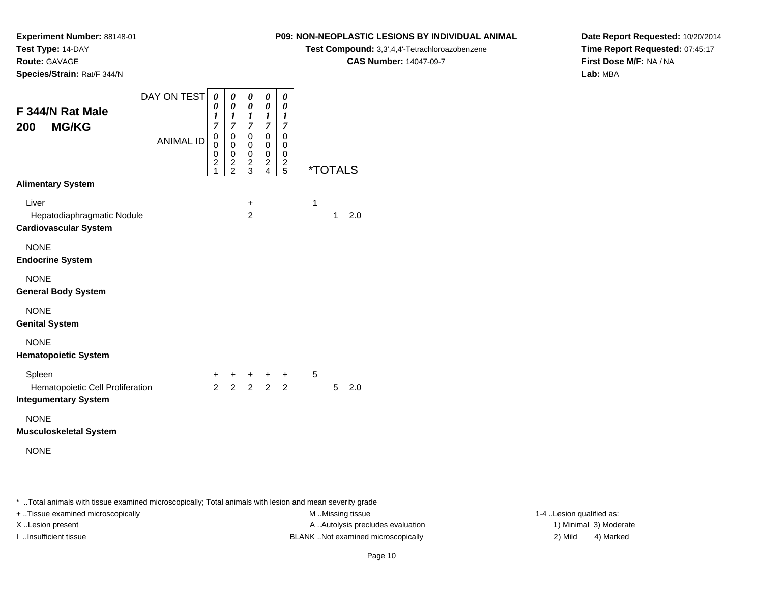**Experiment Number:** 88148-01
**Test Type:** 14-DAY
**Route:** GAVAGE
**Species/Strain:** Rat/F 344/N

**P09: NON-NEOPLASTIC LESIONS BY INDIVIDUAL ANIMAL**
**Test Compound:** 3,3',4,4'-Tetrachloroazobenzene
**CAS Number:** 14047-09-7

**Date Report Requested:** 10/20/2014
**Time Report Requested:** 07:45:17
**First Dose M/F:** NA / NA
**Lab:** MBA

## F 344/N Rat Male 200 MG/KG

| DAY ON TEST | 0017 | 0017 | 0017 | 0017 | 0017 | *TOTALS | | |
|---|---|---|---|---|---|---|---|---|
| ANIMAL ID | 00021 | 00022 | 00023 | 00024 | 00025 | | | |
| **Alimentary System** | | | | | | | | |
| Liver | | | + | | | 1 | | |
| Hepatodiaphragmatic Nodule | | | 2 | | | | 1 | 2.0 |
| **Cardiovascular System** | | | | | | | | |
| NONE | | | | | | | | |
| **Endocrine System** | | | | | | | | |
| NONE | | | | | | | | |
| **General Body System** | | | | | | | | |
| NONE | | | | | | | | |
| **Genital System** | | | | | | | | |
| NONE | | | | | | | | |
| **Hematopoietic System** | | | | | | | | |
| Spleen | + | + | + | + | + | 5 | | |
| Hematopoietic Cell Proliferation | 2 | 2 | 2 | 2 | 2 | | 5 | 2.0 |
| **Integumentary System** | | | | | | | | |
| NONE | | | | | | | | |
| **Musculoskeletal System** | | | | | | | | |
| NONE | | | | | | | | |

* ..Total animals with tissue examined microscopically; Total animals with lesion and mean severity grade

+ ..Tissue examined microscopically
X ..Lesion present
I ..Insufficient tissue

M ..Missing tissue
A ..Autolysis precludes evaluation
BLANK ..Not examined microscopically

1-4 ..Lesion qualified as:
1) Minimal 3) Moderate
2) Mild 4) Marked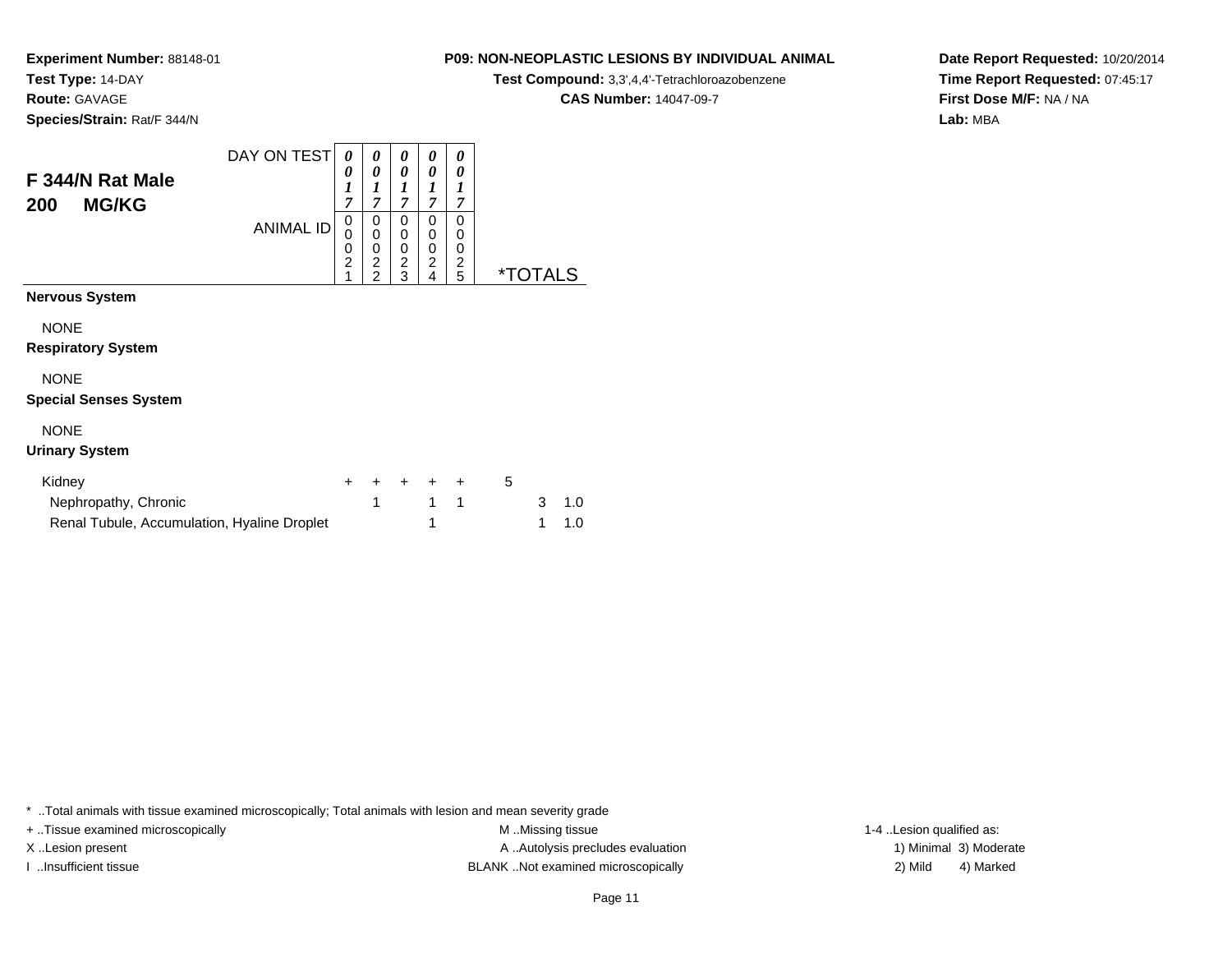**Experiment Number:** 88148-01
**Test Type:** 14-DAY
**Route:** GAVAGE
**Species/Strain:** Rat/F 344/N

**P09: NON-NEOPLASTIC LESIONS BY INDIVIDUAL ANIMAL**
**Test Compound:** 3,3',4,4'-Tetrachloroazobenzene
**CAS Number:** 14047-09-7

**Date Report Requested:** 10/20/2014
**Time Report Requested:** 07:45:17
**First Dose M/F:** NA / NA
**Lab:** MBA

## F 344/N Rat Male
## 200 MG/KG

| DAY ON TEST | 0017 | 0017 | 0017 | 0017 | 0017 | | |
|---|---|---|---|---|---|---|---|
| **ANIMAL ID** | 00021 | 00022 | 00023 | 00024 | 00025 | ***TOTALS** | |
| **Nervous System** | | | | | | | |
| NONE | | | | | | | |
| **Respiratory System** | | | | | | | |
| NONE | | | | | | | |
| **Special Senses System** | | | | | | | |
| NONE | | | | | | | |
| **Urinary System** | | | | | | | |
| Kidney | + | + | + | + | + | 5 | |
| Nephropathy, Chronic | | 1 | | 1 | 1 | 3 | 1.0 |
| Renal Tubule, Accumulation, Hyaline Droplet | | | | 1 | | 1 | 1.0 |

* ..Total animals with tissue examined microscopically; Total animals with lesion and mean severity grade
+ ..Tissue examined microscopically
X ..Lesion present
I ..Insufficient tissue

M ..Missing tissue
A ..Autolysis precludes evaluation
BLANK ..Not examined microscopically

1-4 ..Lesion qualified as:
1) Minimal 3) Moderate
2) Mild 4) Marked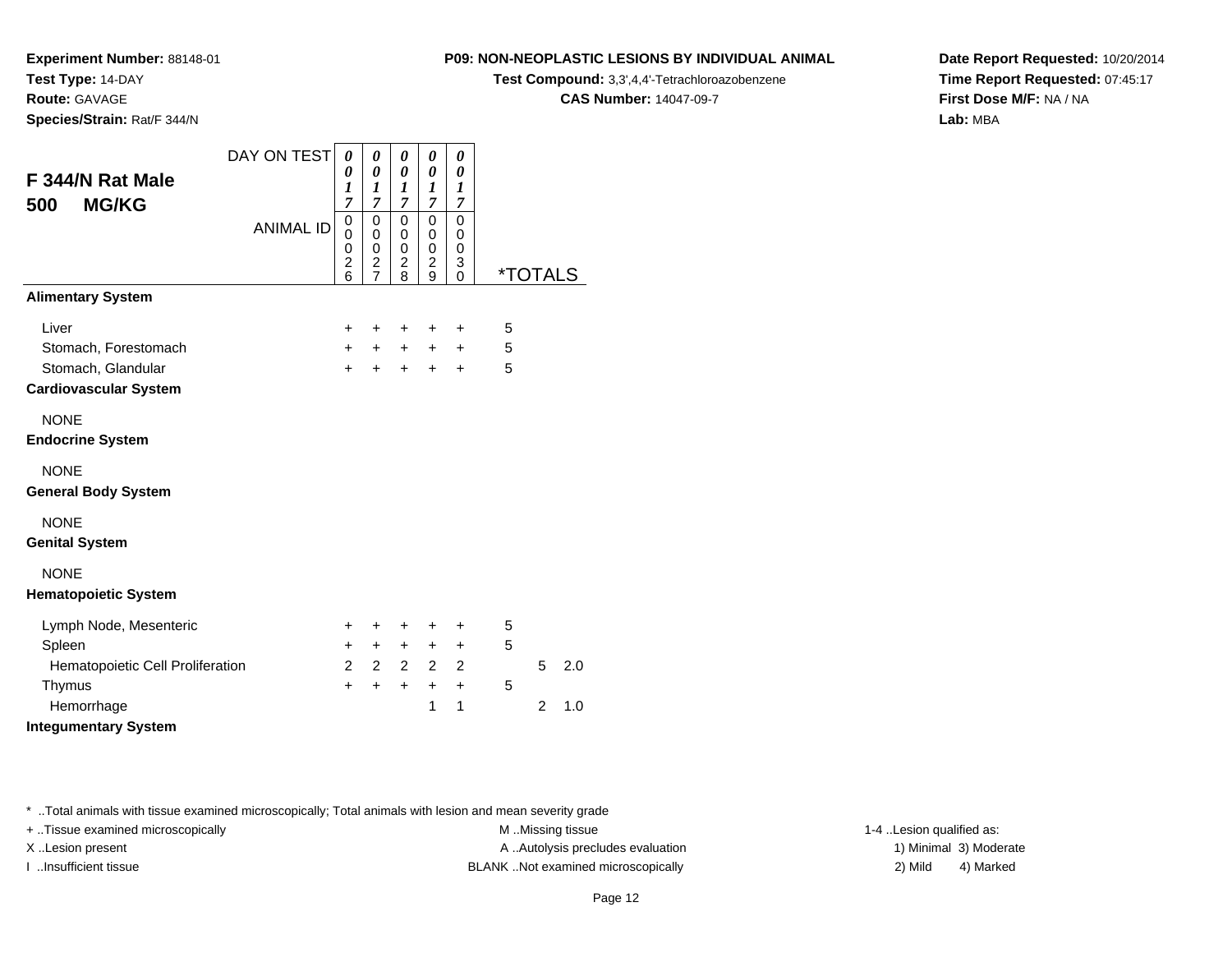**Experiment Number:** 88148-01
**Test Type:** 14-DAY
**Route:** GAVAGE
**Species/Strain:** Rat/F 344/N

**P09: NON-NEOPLASTIC LESIONS BY INDIVIDUAL ANIMAL**
**Test Compound:** 3,3',4,4'-Tetrachloroazobenzene
**CAS Number:** 14047-09-7

**Date Report Requested:** 10/20/2014
**Time Report Requested:** 07:45:17
**First Dose M/F:** NA / NA
**Lab:** MBA

## F 344/N Rat Male 500 MG/KG

| DAY ON TEST | 0017 | 0017 | 0017 | 0017 | 0017 | | |
|---|---|---|---|---|---|---|---|
| ANIMAL ID | 00026 | 00027 | 00028 | 00029 | 00030 | *TOTALS | |
| **Alimentary System** | | | | | | | |
| Liver | + | + | + | + | + | 5 | |
| Stomach, Forestomach | + | + | + | + | + | 5 | |
| Stomach, Glandular | + | + | + | + | + | 5 | |
| **Cardiovascular System** | | | | | | | |
| NONE | | | | | | | |
| **Endocrine System** | | | | | | | |
| NONE | | | | | | | |
| **General Body System** | | | | | | | |
| NONE | | | | | | | |
| **Genital System** | | | | | | | |
| NONE | | | | | | | |
| **Hematopoietic System** | | | | | | | |
| Lymph Node, Mesenteric | + | + | + | + | + | 5 | |
| Spleen | + | + | + | + | + | 5 | |
| Hematopoietic Cell Proliferation | 2 | 2 | 2 | 2 | 2 | 5 | 2.0 |
| Thymus | + | + | + | + | + | 5 | |
| Hemorrhage | | | | 1 | 1 | 2 | 1.0 |
| **Integumentary System** | | | | | | | |

\* ..Total animals with tissue examined microscopically; Total animals with lesion and mean severity grade
+ ..Tissue examined microscopically
X ..Lesion present
I ..Insufficient tissue
M ..Missing tissue
A ..Autolysis precludes evaluation
BLANK ..Not examined microscopically
1-4 ..Lesion qualified as: 1) Minimal 2) Mild 3) Moderate 4) Marked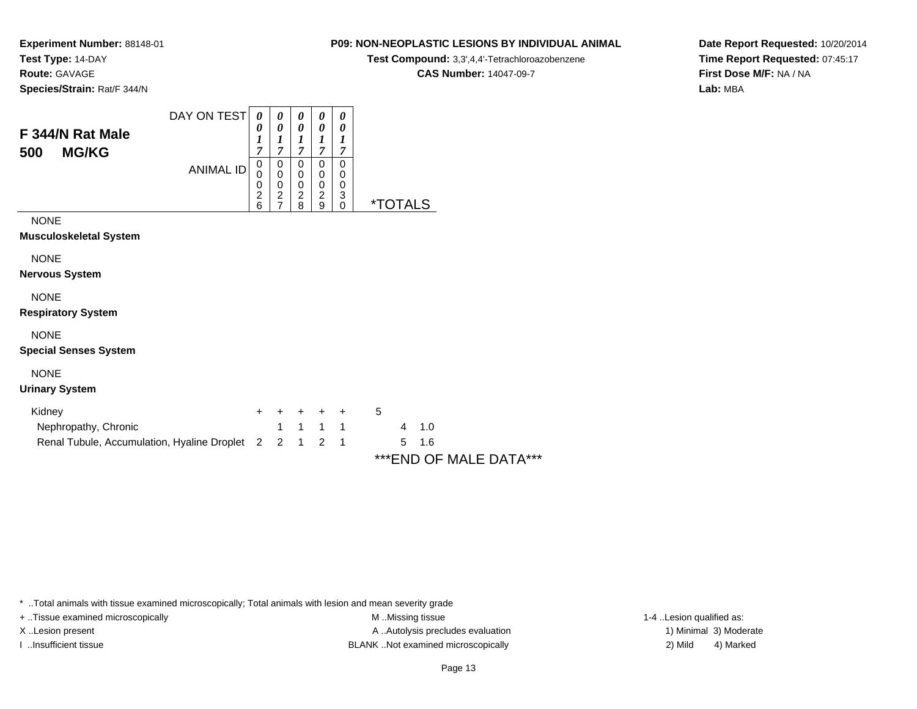**Experiment Number:** 88148-01
**Test Type:** 14-DAY
**Route:** GAVAGE
**Species/Strain:** Rat/F 344/N

**P09: NON-NEOPLASTIC LESIONS BY INDIVIDUAL ANIMAL**
**Test Compound:** 3,3',4,4'-Tetrachloroazobenzene
**CAS Number:** 14047-09-7

**Date Report Requested:** 10/20/2014
**Time Report Requested:** 07:45:17
**First Dose M/F:** NA / NA
**Lab:** MBA

## F 344/N Rat Male
## 500 MG/KG

| | | | | | | |
|---|---|---|---|---|---|---|
| DAY ON TEST | 0017 | 0017 | 0017 | 0017 | 0017 | |
| ANIMAL ID | 00026 | 00027 | 00028 | 00029 | 00030 | *TOTALS |
| NONE | | | | | | |
| **Musculoskeletal System** | | | | | | |
| NONE | | | | | | |
| **Nervous System** | | | | | | |
| NONE | | | | | | |
| **Respiratory System** | | | | | | |
| NONE | | | | | | |
| **Special Senses System** | | | | | | |
| NONE | | | | | | |
| **Urinary System** | | | | | | |
| Kidney | + | + | + | + | + | 5 |
| Nephropathy, Chronic | | 1 | 1 | 1 | 1 | 4 1.0 |
| Renal Tubule, Accumulation, Hyaline Droplet | 2 | 2 | 1 | 2 | 1 | 5 1.6 |

***END OF MALE DATA***

* ..Total animals with tissue examined microscopically; Total animals with lesion and mean severity grade
+ ..Tissue examined microscopically
X ..Lesion present
I ..Insufficient tissue
M ..Missing tissue
A ..Autolysis precludes evaluation
BLANK ..Not examined microscopically
1-4 ..Lesion qualified as:
1) Minimal 3) Moderate
2) Mild 4) Marked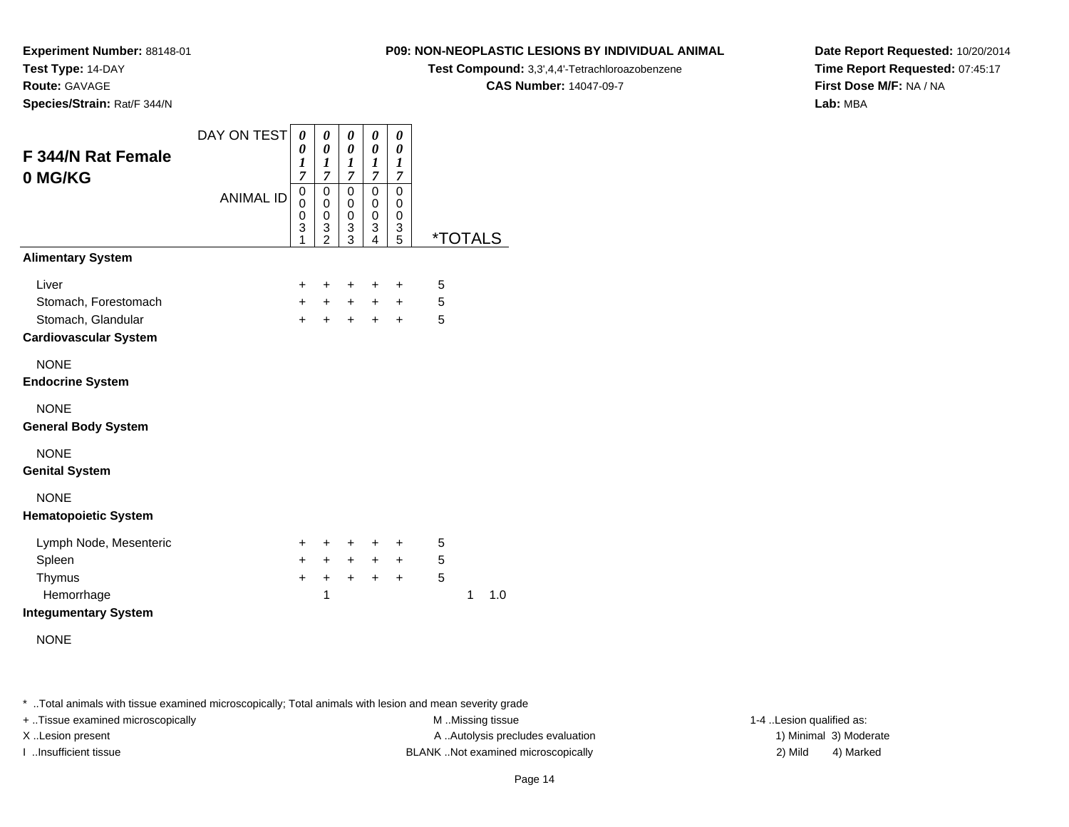**Experiment Number:** 88148-01
**Test Type:** 14-DAY
**Route:** GAVAGE
**Species/Strain:** Rat/F 344/N

**P09: NON-NEOPLASTIC LESIONS BY INDIVIDUAL ANIMAL**
**Test Compound:** 3,3',4,4'-Tetrachloroazobenzene
**CAS Number:** 14047-09-7

**Date Report Requested:** 10/20/2014
**Time Report Requested:** 07:45:17
**First Dose M/F:** NA / NA
**Lab:** MBA

## F 344/N Rat Female 0 MG/KG

| DAY ON TEST | 0017 | 0017 | 0017 | 0017 | 0017 | *TOTALS | | |
|---|---|---|---|---|---|---|---|---|
| ANIMAL ID | 00031 | 00032 | 00033 | 00034 | 00035 | | | |
| **Alimentary System** | | | | | | | | |
| Liver | + | + | + | + | + | 5 | | |
| Stomach, Forestomach | + | + | + | + | + | 5 | | |
| Stomach, Glandular | + | + | + | + | + | 5 | | |
| **Cardiovascular System** | | | | | | | | |
| NONE | | | | | | | | |
| **Endocrine System** | | | | | | | | |
| NONE | | | | | | | | |
| **General Body System** | | | | | | | | |
| NONE | | | | | | | | |
| **Genital System** | | | | | | | | |
| NONE | | | | | | | | |
| **Hematopoietic System** | | | | | | | | |
| Lymph Node, Mesenteric | + | + | + | + | + | 5 | | |
| Spleen | + | + | + | + | + | 5 | | |
| Thymus | + | + | + | + | + | 5 | | |
| Hemorrhage | | 1 | | | | | 1 | 1.0 |
| **Integumentary System** | | | | | | | | |
| NONE | | | | | | | | |

* ..Total animals with tissue examined microscopically; Total animals with lesion and mean severity grade
+ ..Tissue examined microscopically
X ..Lesion present
I ..Insufficient tissue
M ..Missing tissue
A ..Autolysis precludes evaluation
BLANK ..Not examined microscopically
1-4 ..Lesion qualified as:
1) Minimal 3) Moderate
2) Mild 4) Marked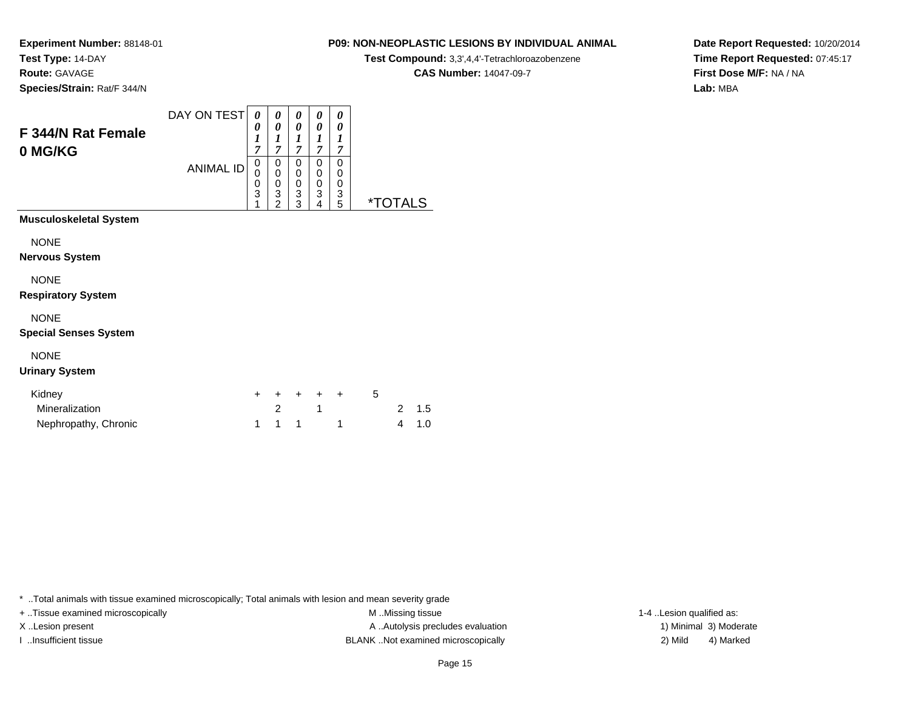**Experiment Number:** 88148-01
**Test Type:** 14-DAY
**Route:** GAVAGE
**Species/Strain:** Rat/F 344/N

**P09: NON-NEOPLASTIC LESIONS BY INDIVIDUAL ANIMAL**
**Test Compound:** 3,3',4,4'-Tetrachloroazobenzene
**CAS Number:** 14047-09-7

**Date Report Requested:** 10/20/2014
**Time Report Requested:** 07:45:17
**First Dose M/F:** NA / NA
**Lab:** MBA

## F 344/N Rat Female
## 0 MG/KG

| DAY ON TEST | 0017 | 0017 | 0017 | 0017 | 0017 | | |
|---|---|---|---|---|---|---|---|
| ANIMAL ID | 00031 | 00032 | 00033 | 00034 | 00035 | *TOTALS | |
| **Musculoskeletal System** | | | | | | | |
| NONE | | | | | | | |
| **Nervous System** | | | | | | | |
| NONE | | | | | | | |
| **Respiratory System** | | | | | | | |
| NONE | | | | | | | |
| **Special Senses System** | | | | | | | |
| NONE | | | | | | | |
| **Urinary System** | | | | | | | |
| Kidney | + | + | + | + | + | 5 | |
| Mineralization | | 2 | | 1 | | 2 | 1.5 |
| Nephropathy, Chronic | 1 | 1 | 1 | | 1 | 4 | 1.0 |

\* ..Total animals with tissue examined microscopically; Total animals with lesion and mean severity grade
+ ..Tissue examined microscopically
X ..Lesion present
I ..Insufficient tissue
M ..Missing tissue
A ..Autolysis precludes evaluation
BLANK ..Not examined microscopically
1-4 ..Lesion qualified as:
1) Minimal 2) Mild 3) Moderate 4) Marked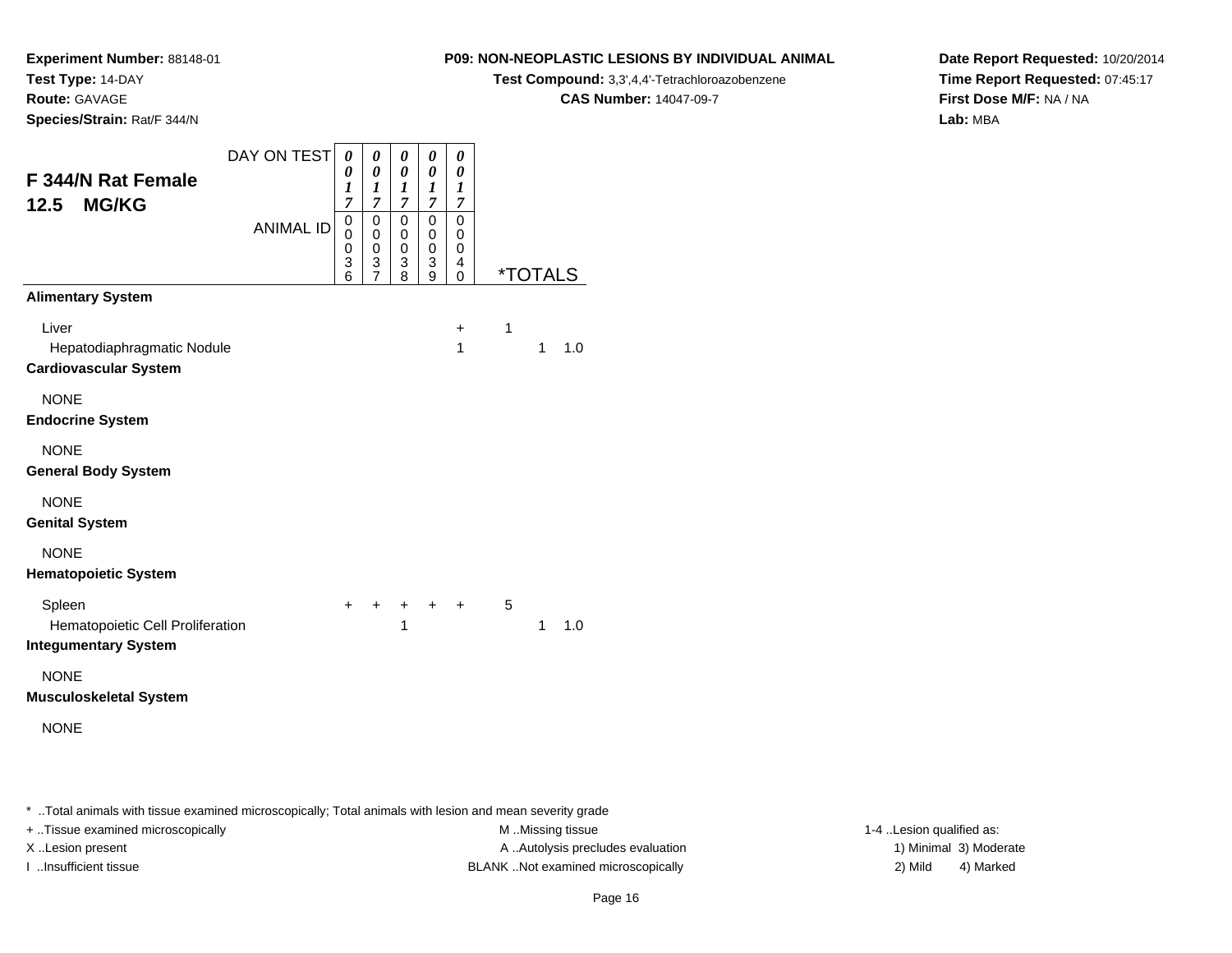**Experiment Number:** 88148-01
**Test Type:** 14-DAY
**Route:** GAVAGE
**Species/Strain:** Rat/F 344/N

**P09: NON-NEOPLASTIC LESIONS BY INDIVIDUAL ANIMAL**
**Test Compound:** 3,3',4,4'-Tetrachloroazobenzene
**CAS Number:** 14047-09-7

**Date Report Requested:** 10/20/2014
**Time Report Requested:** 07:45:17
**First Dose M/F:** NA / NA
**Lab:** MBA

## F 344/N Rat Female 12.5 MG/KG

| DAY ON TEST | 0017 | 0017 | 0017 | 0017 | 0017 | | | |
|---|---|---|---|---|---|---|---|---|
| ANIMAL ID | 00036 | 00037 | 00038 | 00039 | 00040 | *TOTALS | | |
| **Alimentary System** | | | | | | | | |
| Liver | | | | | + | 1 | | |
| Hepatodiaphragmatic Nodule | | | | | 1 | | 1 | 1.0 |
| **Cardiovascular System** | | | | | | | | |
| NONE | | | | | | | | |
| **Endocrine System** | | | | | | | | |
| NONE | | | | | | | | |
| **General Body System** | | | | | | | | |
| NONE | | | | | | | | |
| **Genital System** | | | | | | | | |
| NONE | | | | | | | | |
| **Hematopoietic System** | | | | | | | | |
| Spleen | + | + | + | + | + | 5 | | |
| Hematopoietic Cell Proliferation | | | 1 | | | | 1 | 1.0 |
| **Integumentary System** | | | | | | | | |
| NONE | | | | | | | | |
| **Musculoskeletal System** | | | | | | | | |
| NONE | | | | | | | | |

* ..Total animals with tissue examined microscopically; Total animals with lesion and mean severity grade

+ ..Tissue examined microscopically
X ..Lesion present
I ..Insufficient tissue

M ..Missing tissue
A ..Autolysis precludes evaluation
BLANK ..Not examined microscopically

1-4 ..Lesion qualified as:
1) Minimal 3) Moderate
2) Mild 4) Marked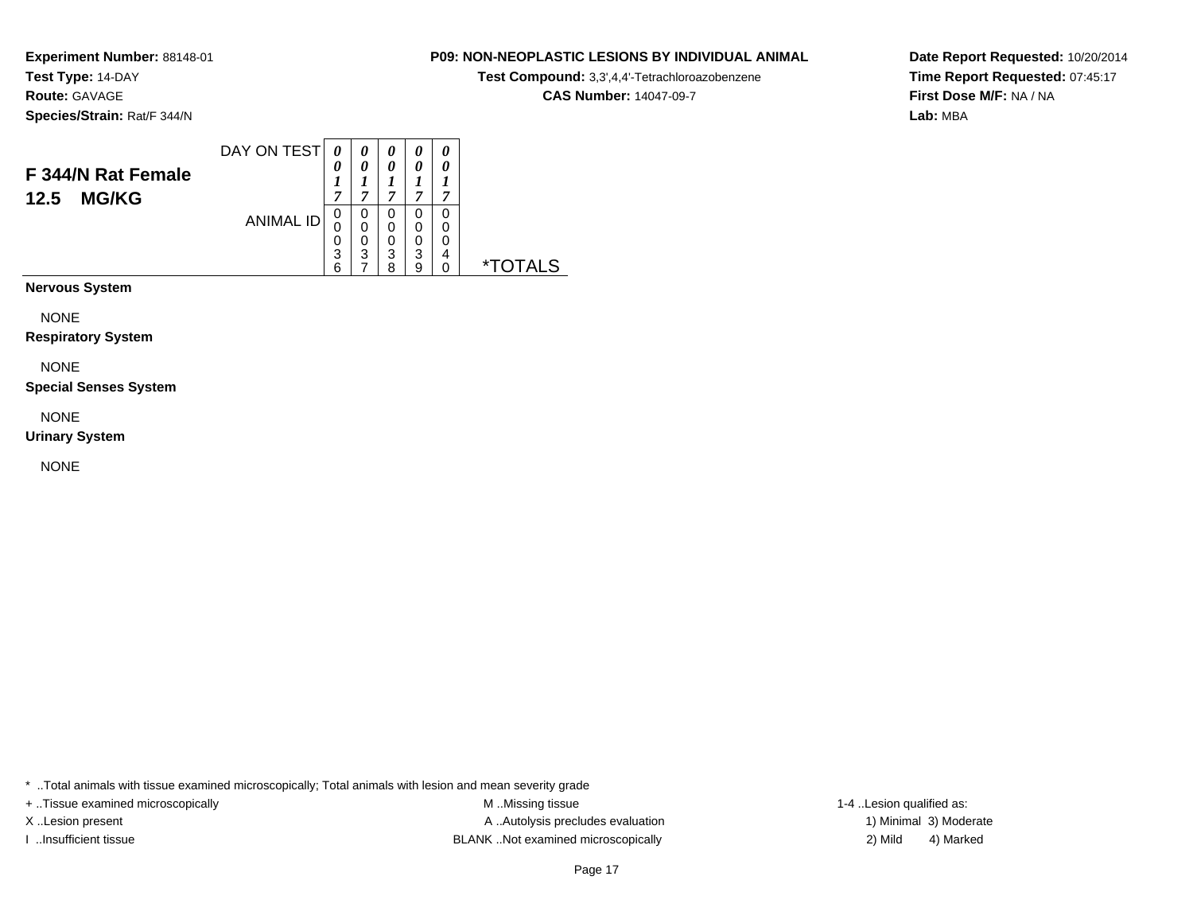**Experiment Number:** 88148-01
**Test Type:** 14-DAY
**Route:** GAVAGE
**Species/Strain:** Rat/F 344/N

**P09: NON-NEOPLASTIC LESIONS BY INDIVIDUAL ANIMAL**
**Test Compound:** 3,3',4,4'-Tetrachloroazobenzene
**CAS Number:** 14047-09-7

**Date Report Requested:** 10/20/2014
**Time Report Requested:** 07:45:17
**First Dose M/F:** NA / NA
**Lab:** MBA

## F 344/N Rat Female
## 12.5 MG/KG

| DAY ON TEST | 0017 | 0017 | 0017 | 0017 | 0017 | |
|---|---|---|---|---|---|---|
| ANIMAL ID | 00036 | 00037 | 00038 | 00039 | 00040 | *TOTALS |
| **Nervous System** | | | | | | |
| NONE | | | | | | |
| **Respiratory System** | | | | | | |
| NONE | | | | | | |
| **Special Senses System** | | | | | | |
| NONE | | | | | | |
| **Urinary System** | | | | | | |
| NONE | | | | | | |

* ..Total animals with tissue examined microscopically; Total animals with lesion and mean severity grade

+ ..Tissue examined microscopically
X ..Lesion present
I ..Insufficient tissue

M ..Missing tissue
A ..Autolysis precludes evaluation
BLANK ..Not examined microscopically

1-4 ..Lesion qualified as:
1) Minimal 3) Moderate
2) Mild 4) Marked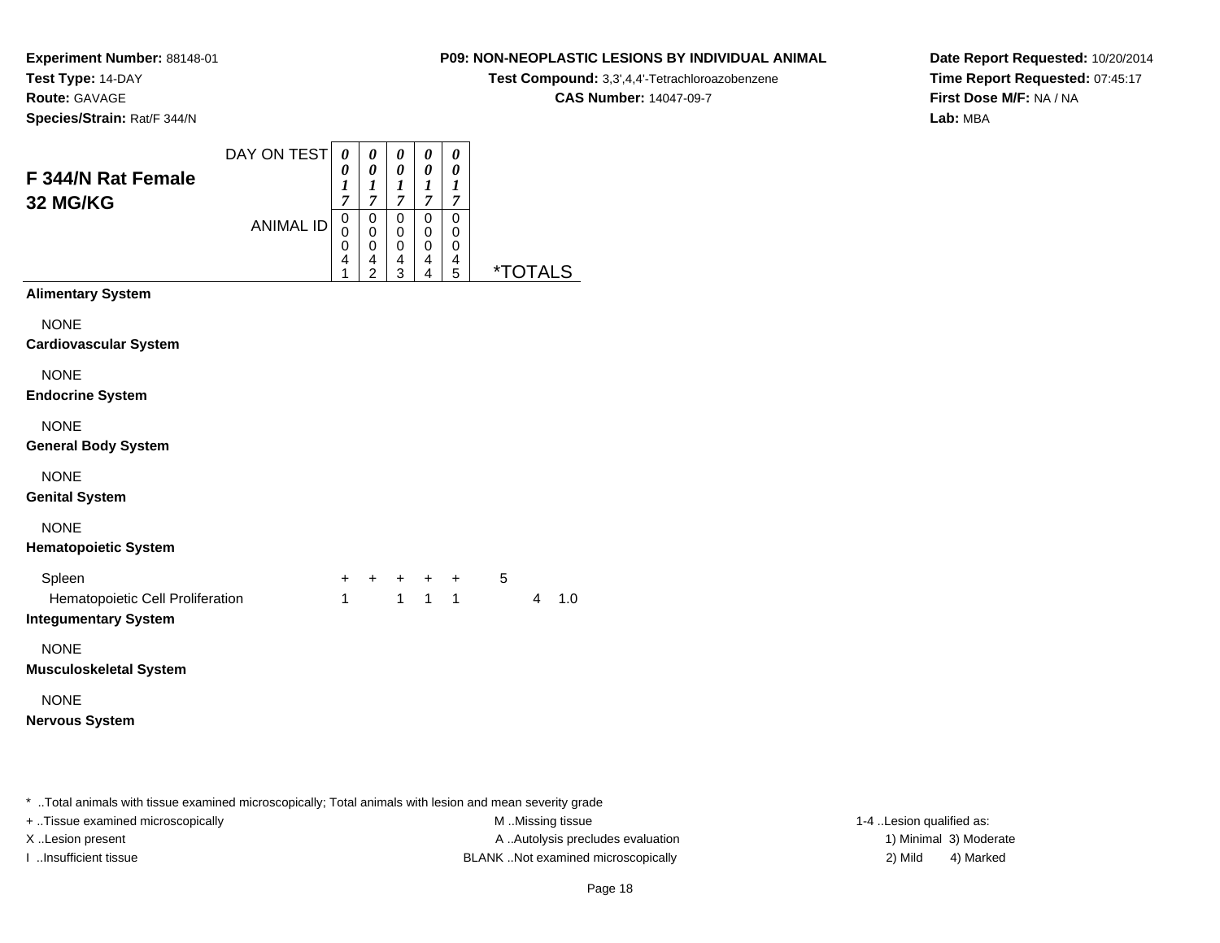**Experiment Number:** 88148-01
**Test Type:** 14-DAY
**Route:** GAVAGE
**Species/Strain:** Rat/F 344/N

**P09: NON-NEOPLASTIC LESIONS BY INDIVIDUAL ANIMAL**
**Test Compound:** 3,3',4,4'-Tetrachloroazobenzene
**CAS Number:** 14047-09-7

**Date Report Requested:** 10/20/2014
**Time Report Requested:** 07:45:17
**First Dose M/F:** NA / NA
**Lab:** MBA

## F 344/N Rat Female 32 MG/KG

| | | | | | | | |
|---|---|---|---|---|---|---|---|
| DAY ON TEST | 0017 | 0017 | 0017 | 0017 | 0017 | | |
| ANIMAL ID | 00041 | 00042 | 00043 | 00044 | 00045 | *TOTALS | |
| **Alimentary System** | | | | | | | |
| NONE | | | | | | | |
| **Cardiovascular System** | | | | | | | |
| NONE | | | | | | | |
| **Endocrine System** | | | | | | | |
| NONE | | | | | | | |
| **General Body System** | | | | | | | |
| NONE | | | | | | | |
| **Genital System** | | | | | | | |
| NONE | | | | | | | |
| **Hematopoietic System** | | | | | | | |
| Spleen | + | + | + | + | + | 5 | |
| Hematopoietic Cell Proliferation | 1 | | 1 | 1 | 1 | 4 | 1.0 |
| **Integumentary System** | | | | | | | |
| NONE | | | | | | | |
| **Musculoskeletal System** | | | | | | | |
| NONE | | | | | | | |
| **Nervous System** | | | | | | | |

* ..Total animals with tissue examined microscopically; Total animals with lesion and mean severity grade
+ ..Tissue examined microscopically
X ..Lesion present
I ..Insufficient tissue
M ..Missing tissue
A ..Autolysis precludes evaluation
BLANK ..Not examined microscopically
1-4 ..Lesion qualified as:
1) Minimal 3) Moderate
2) Mild 4) Marked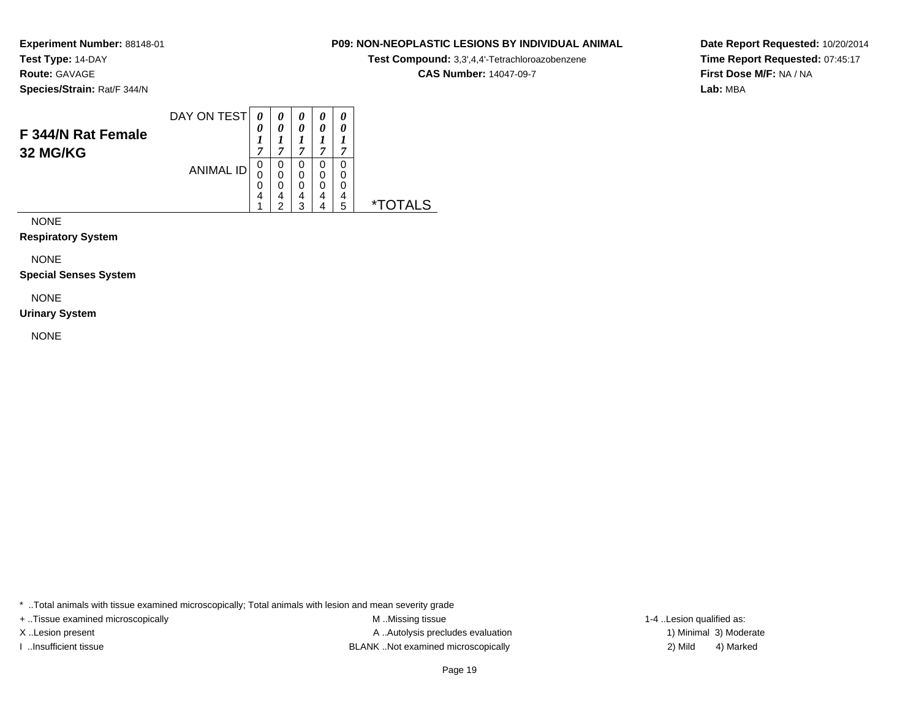**Experiment Number:** 88148-01
**Test Type:** 14-DAY
**Route:** GAVAGE
**Species/Strain:** Rat/F 344/N

**P09: NON-NEOPLASTIC LESIONS BY INDIVIDUAL ANIMAL**
**Test Compound:** 3,3',4,4'-Tetrachloroazobenzene
**CAS Number:** 14047-09-7

**Date Report Requested:** 10/20/2014
**Time Report Requested:** 07:45:17
**First Dose M/F:** NA / NA
**Lab:** MBA

## F 344/N Rat Female
## 32 MG/KG

| | | | | | | |
|---|---|---|---|---|---|---|
| DAY ON TEST | 0017 | 0017 | 0017 | 0017 | 0017 | |
| ANIMAL ID | 00041 | 00042 | 00043 | 00044 | 00045 | *TOTALS |

NONE

**Respiratory System**

NONE

**Special Senses System**

NONE

**Urinary System**

NONE

* ..Total animals with tissue examined microscopically; Total animals with lesion and mean severity grade
+ ..Tissue examined microscopically
X ..Lesion present
I ..Insufficient tissue
M ..Missing tissue
A ..Autolysis precludes evaluation
BLANK ..Not examined microscopically
1-4 ..Lesion qualified as:
1) Minimal 3) Moderate
2) Mild 4) Marked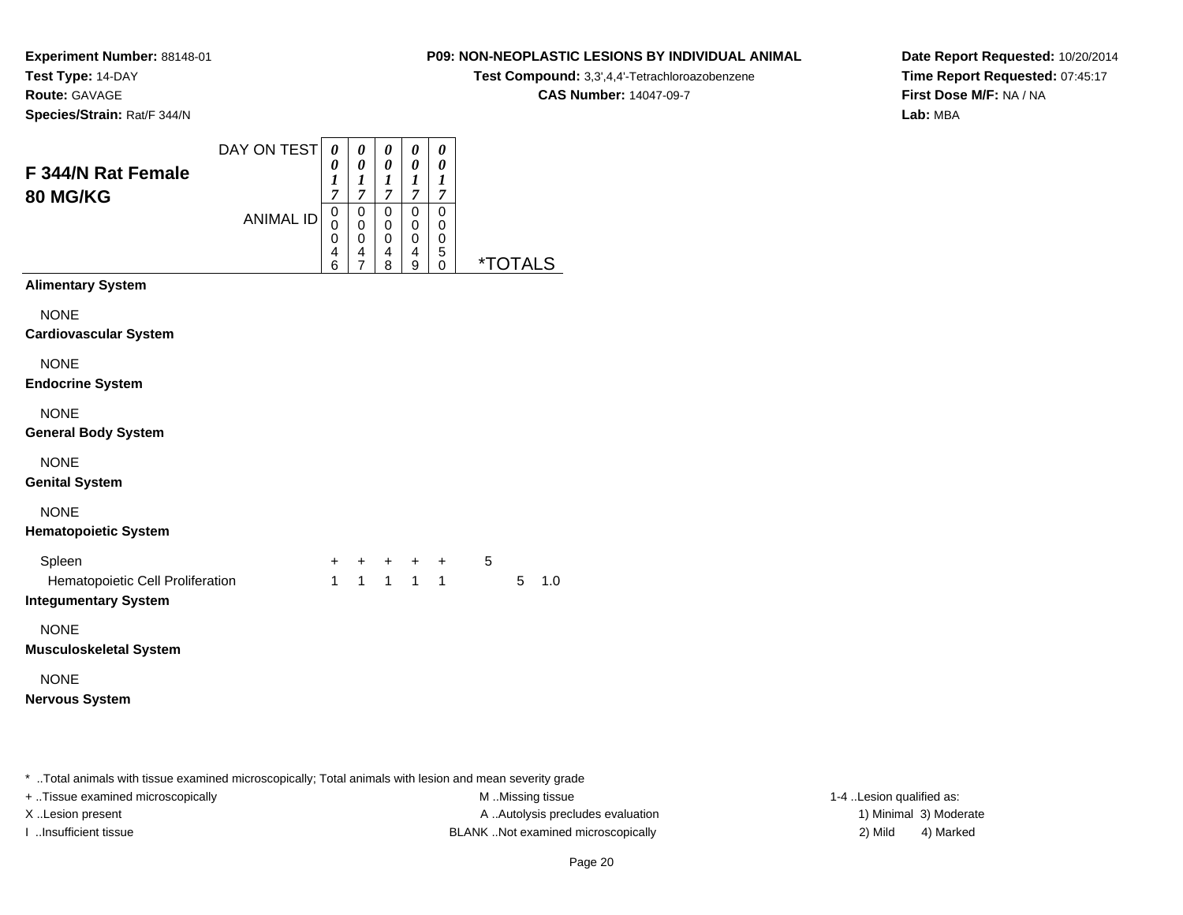**Experiment Number:** 88148-01
**Test Type:** 14-DAY
**Route:** GAVAGE
**Species/Strain:** Rat/F 344/N

**P09: NON-NEOPLASTIC LESIONS BY INDIVIDUAL ANIMAL**
**Test Compound:** 3,3',4,4'-Tetrachloroazobenzene
**CAS Number:** 14047-09-7

**Date Report Requested:** 10/20/2014
**Time Report Requested:** 07:45:17
**First Dose M/F:** NA / NA
**Lab:** MBA

## F 344/N Rat Female 80 MG/KG

| | | | | | | | |
|---|---|---|---|---|---|---|---|
| DAY ON TEST | 0017 | 0017 | 0017 | 0017 | 0017 | | |
| ANIMAL ID | 00046 | 00047 | 00048 | 00049 | 00050 | *TOTALS | |
| **Alimentary System** | | | | | | | |
| NONE | | | | | | | |
| **Cardiovascular System** | | | | | | | |
| NONE | | | | | | | |
| **Endocrine System** | | | | | | | |
| NONE | | | | | | | |
| **General Body System** | | | | | | | |
| NONE | | | | | | | |
| **Genital System** | | | | | | | |
| NONE | | | | | | | |
| **Hematopoietic System** | | | | | | | |
| Spleen | + | + | + | + | + | 5 | |
| Hematopoietic Cell Proliferation | 1 | 1 | 1 | 1 | 1 | 5 | 1.0 |
| **Integumentary System** | | | | | | | |
| NONE | | | | | | | |
| **Musculoskeletal System** | | | | | | | |
| NONE | | | | | | | |
| **Nervous System** | | | | | | | |

* ..Total animals with tissue examined microscopically; Total animals with lesion and mean severity grade

+ ..Tissue examined microscopically
X ..Lesion present
I ..Insufficient tissue

M ..Missing tissue
A ..Autolysis precludes evaluation
BLANK ..Not examined microscopically

1-4 ..Lesion qualified as:
1) Minimal 3) Moderate
2) Mild 4) Marked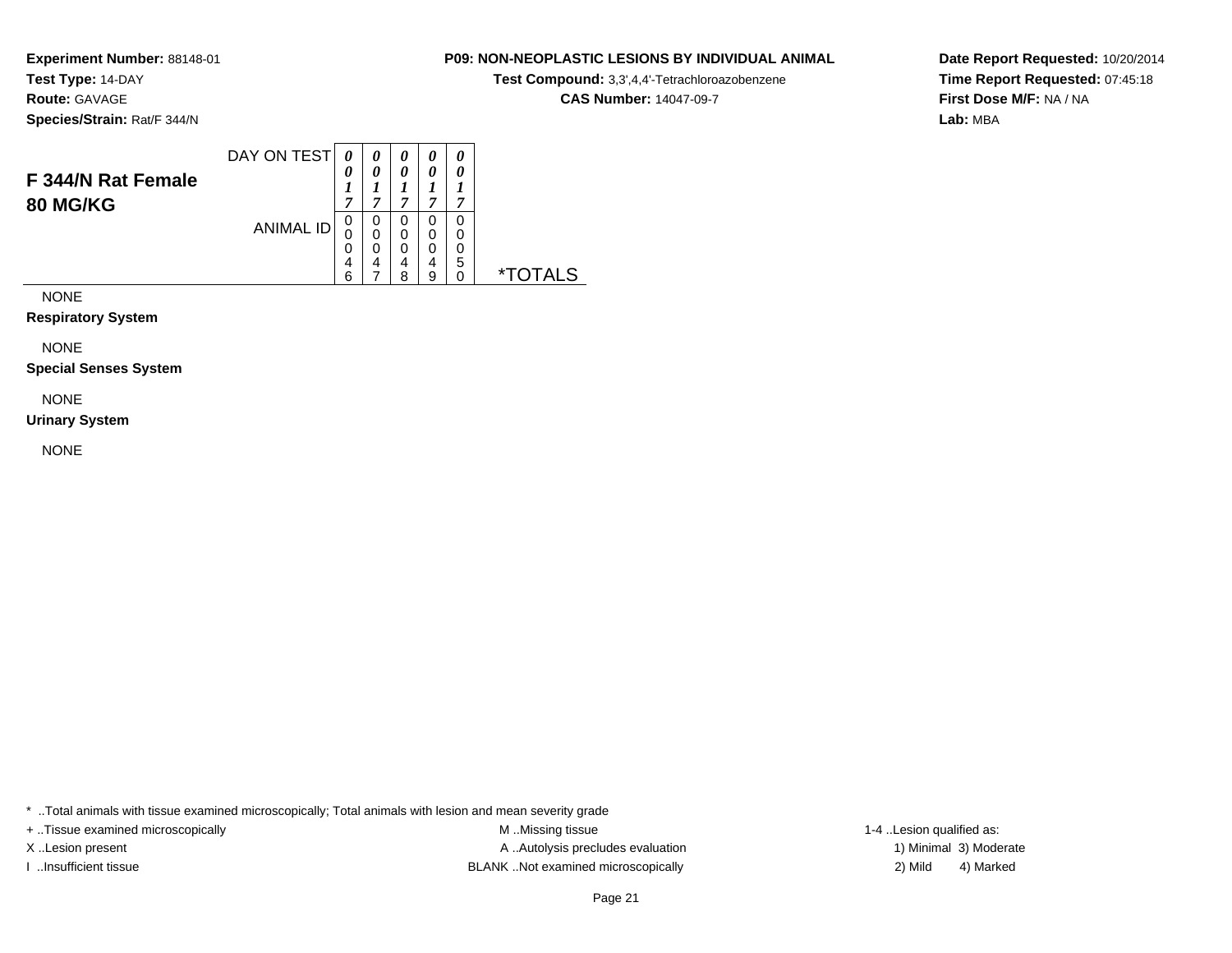**Experiment Number:** 88148-01
**Test Type:** 14-DAY
**Route:** GAVAGE
**Species/Strain:** Rat/F 344/N

**P09: NON-NEOPLASTIC LESIONS BY INDIVIDUAL ANIMAL**
**Test Compound:** 3,3',4,4'-Tetrachloroazobenzene
**CAS Number:** 14047-09-7

**Date Report Requested:** 10/20/2014
**Time Report Requested:** 07:45:18
**First Dose M/F:** NA / NA
**Lab:** MBA

## F 344/N Rat Female 80 MG/KG

| DAY ON TEST | 0017 | 0017 | 0017 | 0017 | 0017 | |
|---|---|---|---|---|---|---|
| ANIMAL ID | 00046 | 00047 | 00048 | 00049 | 00050 | *TOTALS |

NONE

**Respiratory System**

NONE

**Special Senses System**

NONE

**Urinary System**

NONE

* ..Total animals with tissue examined microscopically; Total animals with lesion and mean severity grade

+ ..Tissue examined microscopically
X ..Lesion present
I ..Insufficient tissue

M ..Missing tissue
A ..Autolysis precludes evaluation
BLANK ..Not examined microscopically

1-4 ..Lesion qualified as:
1) Minimal 3) Moderate
2) Mild 4) Marked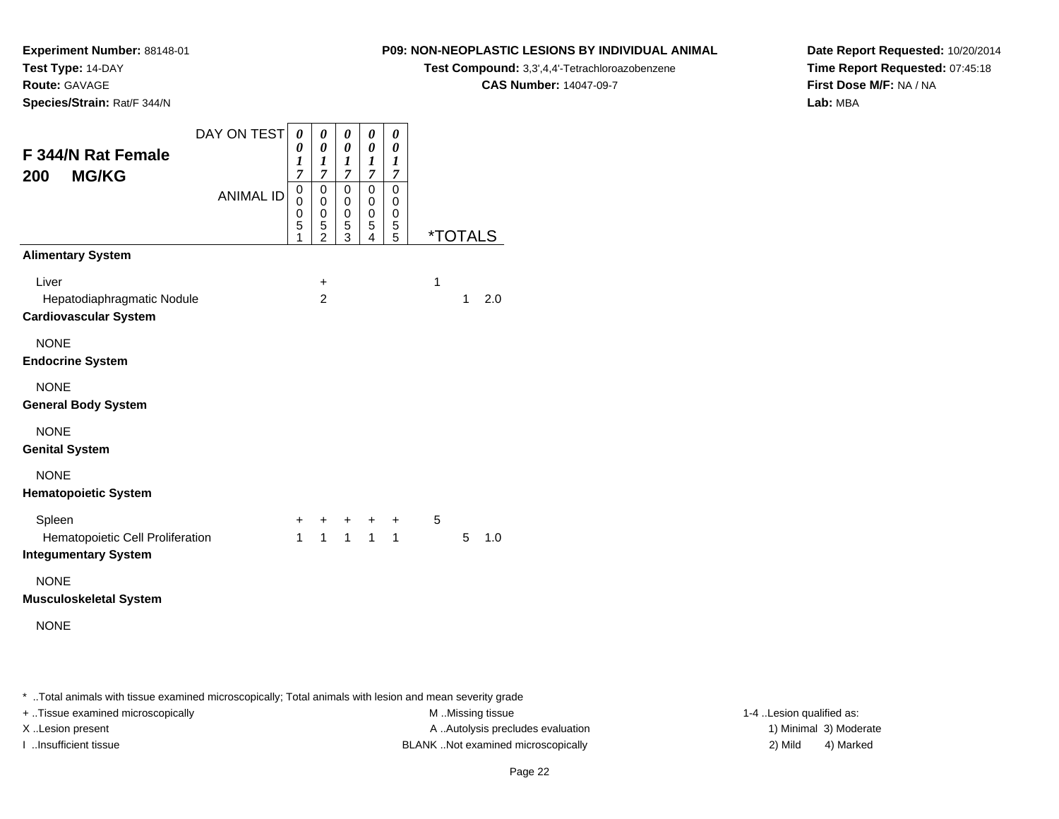**Experiment Number:** 88148-01
**Test Type:** 14-DAY
**Route:** GAVAGE
**Species/Strain:** Rat/F 344/N

**P09: NON-NEOPLASTIC LESIONS BY INDIVIDUAL ANIMAL**
**Test Compound:** 3,3',4,4'-Tetrachloroazobenzene
**CAS Number:** 14047-09-7

**Date Report Requested:** 10/20/2014
**Time Report Requested:** 07:45:18
**First Dose M/F:** NA / NA
**Lab:** MBA

## F 344/N Rat Female 200 MG/KG

| DAY ON TEST | 0017 | 0017 | 0017 | 0017 | 0017 | | | |
|---|---|---|---|---|---|---|---|---|
| **ANIMAL ID** | 00051 | 00052 | 00053 | 00054 | 00055 | ***TOTALS** | | |
| **Alimentary System** | | | | | | | | |
| Liver | | + | | | | 1 | | |
| Hepatodiaphragmatic Nodule | | 2 | | | | | 1 | 2.0 |
| **Cardiovascular System** | | | | | | | | |
| NONE | | | | | | | | |
| **Endocrine System** | | | | | | | | |
| NONE | | | | | | | | |
| **General Body System** | | | | | | | | |
| NONE | | | | | | | | |
| **Genital System** | | | | | | | | |
| NONE | | | | | | | | |
| **Hematopoietic System** | | | | | | | | |
| Spleen | + | + | + | + | + | 5 | | |
| Hematopoietic Cell Proliferation | 1 | 1 | 1 | 1 | 1 | | 5 | 1.0 |
| **Integumentary System** | | | | | | | | |
| NONE | | | | | | | | |
| **Musculoskeletal System** | | | | | | | | |
| NONE | | | | | | | | |

* ..Total animals with tissue examined microscopically; Total animals with lesion and mean severity grade

+ ..Tissue examined microscopically
X ..Lesion present
I ..Insufficient tissue

M ..Missing tissue
A ..Autolysis precludes evaluation
BLANK ..Not examined microscopically

1-4 ..Lesion qualified as:
1) Minimal 3) Moderate
2) Mild 4) Marked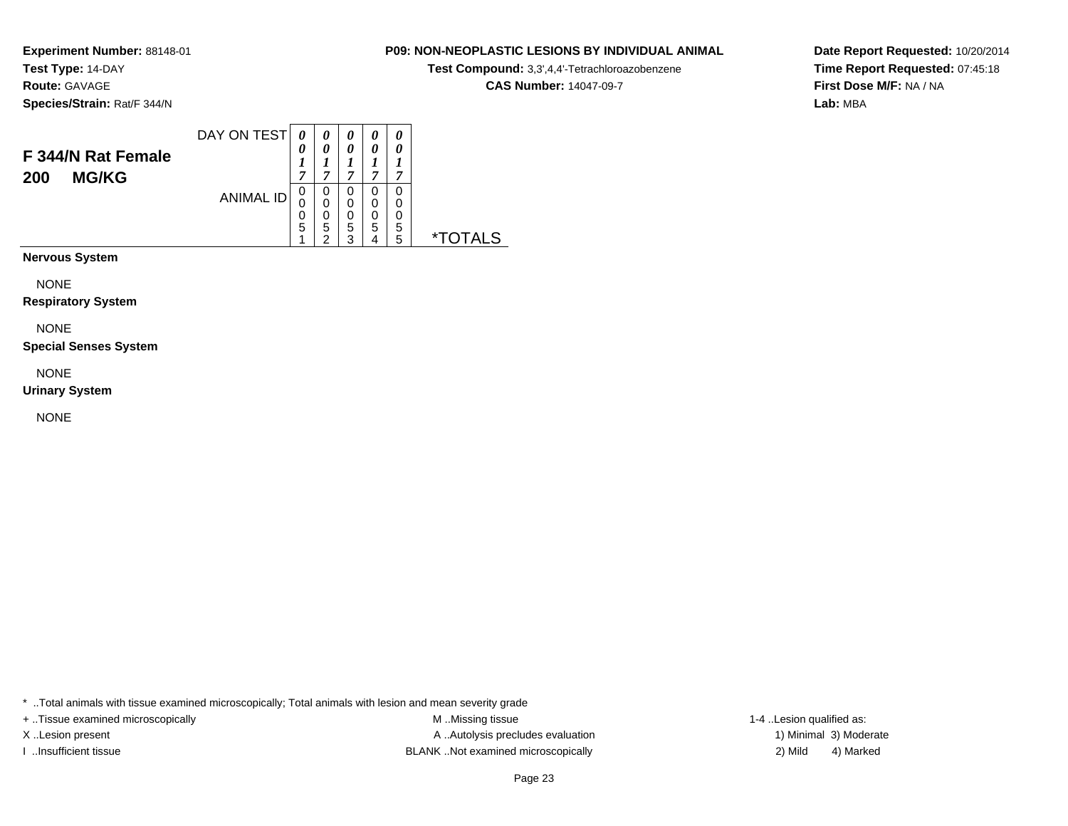**Experiment Number:** 88148-01
**Test Type:** 14-DAY
**Route:** GAVAGE
**Species/Strain:** Rat/F 344/N

**P09: NON-NEOPLASTIC LESIONS BY INDIVIDUAL ANIMAL**
**Test Compound:** 3,3',4,4'-Tetrachloroazobenzene
**CAS Number:** 14047-09-7

**Date Report Requested:** 10/20/2014
**Time Report Requested:** 07:45:18
**First Dose M/F:** NA / NA
**Lab:** MBA

## F 344/N Rat Female
## 200 MG/KG

| DAY ON TEST | 0017 | 0017 | 0017 | 0017 | 0017 | |
|---|---|---|---|---|---|---|
| ANIMAL ID | 00051 | 00052 | 00053 | 00054 | 00055 | *TOTALS |
| **Nervous System** | | | | | | |
| NONE | | | | | | |
| **Respiratory System** | | | | | | |
| NONE | | | | | | |
| **Special Senses System** | | | | | | |
| NONE | | | | | | |
| **Urinary System** | | | | | | |
| NONE | | | | | | |

* ..Total animals with tissue examined microscopically; Total animals with lesion and mean severity grade
+ ..Tissue examined microscopically
X ..Lesion present
I ..Insufficient tissue
M ..Missing tissue
A ..Autolysis precludes evaluation
BLANK ..Not examined microscopically
1-4 ..Lesion qualified as:
1) Minimal 2) Mild 3) Moderate 4) Marked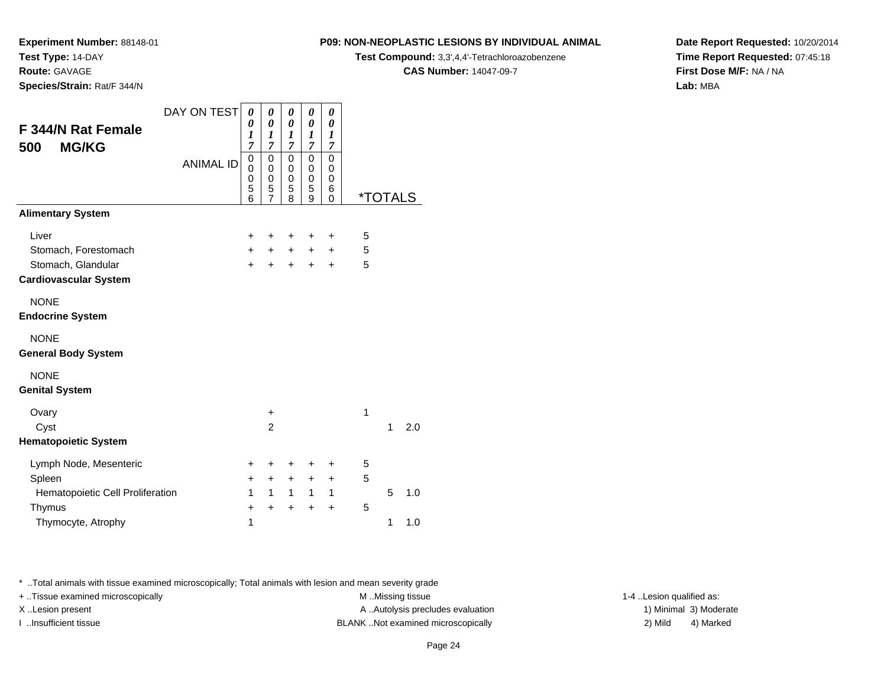**Experiment Number:** 88148-01
**Test Type:** 14-DAY
**Route:** GAVAGE
**Species/Strain:** Rat/F 344/N

**P09: NON-NEOPLASTIC LESIONS BY INDIVIDUAL ANIMAL**
**Test Compound:** 3,3',4,4'-Tetrachloroazobenzene
**CAS Number:** 14047-09-7

**Date Report Requested:** 10/20/2014
**Time Report Requested:** 07:45:18
**First Dose M/F:** NA / NA
**Lab:** MBA

## F 344/N Rat Female 500 MG/KG

| DAY ON TEST | 0017 | 0017 | 0017 | 0017 | 0017 | | | |
|---|---|---|---|---|---|---|---|---|
| ANIMAL ID | 00056 | 00057 | 00058 | 00059 | 00060 | *TOTALS | | |
| **Alimentary System** | | | | | | | | |
| Liver | + | + | + | + | + | 5 | | |
| Stomach, Forestomach | + | + | + | + | + | 5 | | |
| Stomach, Glandular | + | + | + | + | + | 5 | | |
| **Cardiovascular System** | | | | | | | | |
| NONE | | | | | | | | |
| **Endocrine System** | | | | | | | | |
| NONE | | | | | | | | |
| **General Body System** | | | | | | | | |
| NONE | | | | | | | | |
| **Genital System** | | | | | | | | |
| Ovary | | + | | | | 1 | | |
| Cyst | | 2 | | | | | 1 | 2.0 |
| **Hematopoietic System** | | | | | | | | |
| Lymph Node, Mesenteric | + | + | + | + | + | 5 | | |
| Spleen | + | + | + | + | + | 5 | | |
| Hematopoietic Cell Proliferation | 1 | 1 | 1 | 1 | 1 | | 5 | 1.0 |
| Thymus | + | + | + | + | + | 5 | | |
| Thymocyte, Atrophy | 1 | | | | | | 1 | 1.0 |

\* ..Total animals with tissue examined microscopically; Total animals with lesion and mean severity grade
+ ..Tissue examined microscopically
X ..Lesion present
I ..Insufficient tissue
M ..Missing tissue
A ..Autolysis precludes evaluation
BLANK ..Not examined microscopically
1-4 ..Lesion qualified as:
1) Minimal 3) Moderate
2) Mild 4) Marked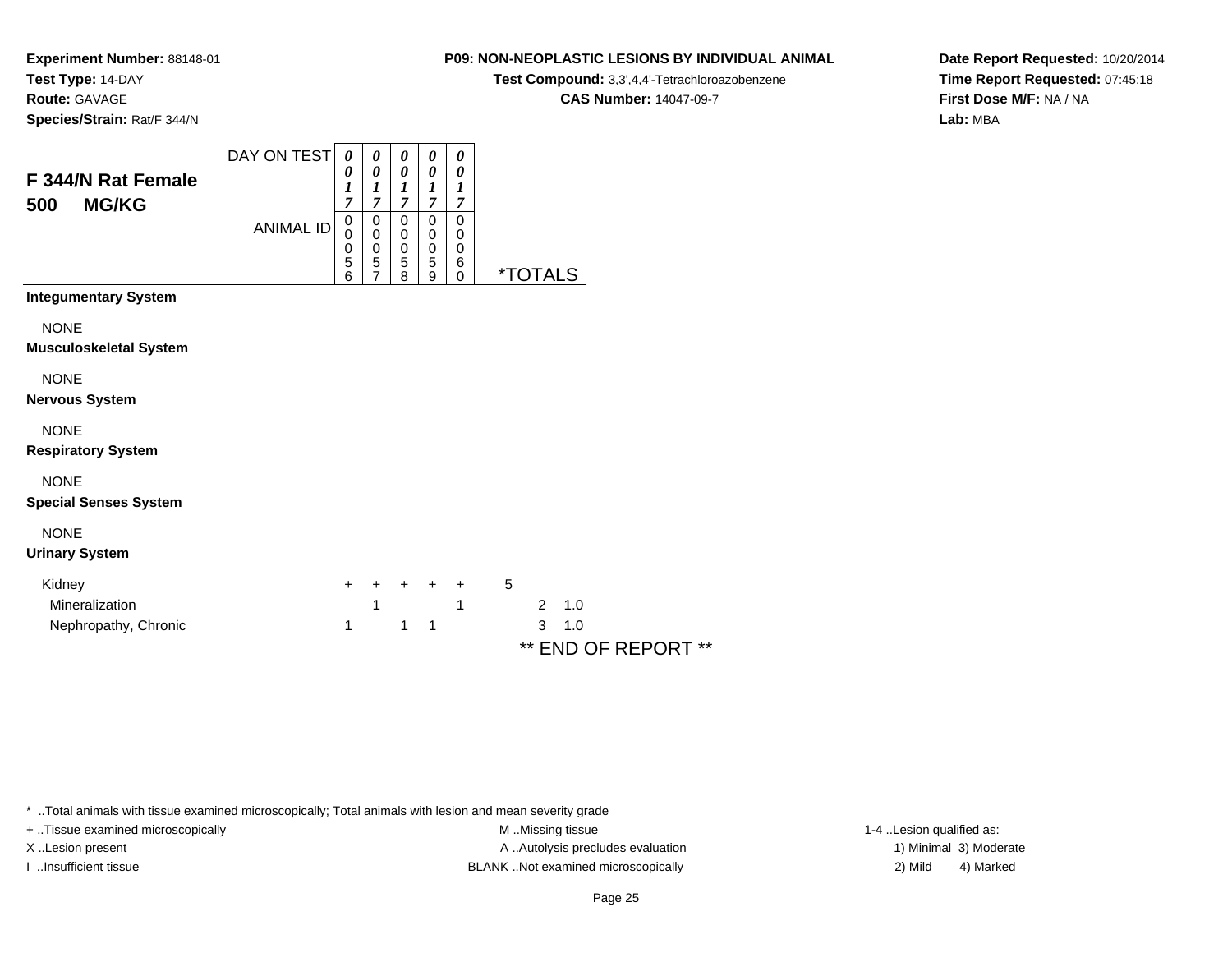**Experiment Number:** 88148-01
**Test Type:** 14-DAY
**Route:** GAVAGE
**Species/Strain:** Rat/F 344/N

**P09: NON-NEOPLASTIC LESIONS BY INDIVIDUAL ANIMAL**
**Test Compound:** 3,3',4,4'-Tetrachloroazobenzene
**CAS Number:** 14047-09-7

**Date Report Requested:** 10/20/2014
**Time Report Requested:** 07:45:18
**First Dose M/F:** NA / NA
**Lab:** MBA

## F 344/N Rat Female 500 MG/KG

| DAY ON TEST | 0017 | 0017 | 0017 | 0017 | 0017 | | |
|---|---|---|---|---|---|---|---|
| ANIMAL ID | 00056 | 00057 | 00058 | 00059 | 00060 | *TOTALS | |
| **Integumentary System** | | | | | | | |
| NONE | | | | | | | |
| **Musculoskeletal System** | | | | | | | |
| NONE | | | | | | | |
| **Nervous System** | | | | | | | |
| NONE | | | | | | | |
| **Respiratory System** | | | | | | | |
| NONE | | | | | | | |
| **Special Senses System** | | | | | | | |
| NONE | | | | | | | |
| **Urinary System** | | | | | | | |
| Kidney | + | + | + | + | + | 5 | |
| Mineralization | | 1 | | | 1 | 2 | 1.0 |
| Nephropathy, Chronic | 1 | | 1 | 1 | | 3 | 1.0 |

** END OF REPORT **

* ..Total animals with tissue examined microscopically; Total animals with lesion and mean severity grade
+ ..Tissue examined microscopically
X ..Lesion present
I ..Insufficient tissue
M ..Missing tissue
A ..Autolysis precludes evaluation
BLANK ..Not examined microscopically
1-4 ..Lesion qualified as:
1) Minimal 2) Mild 3) Moderate 4) Marked